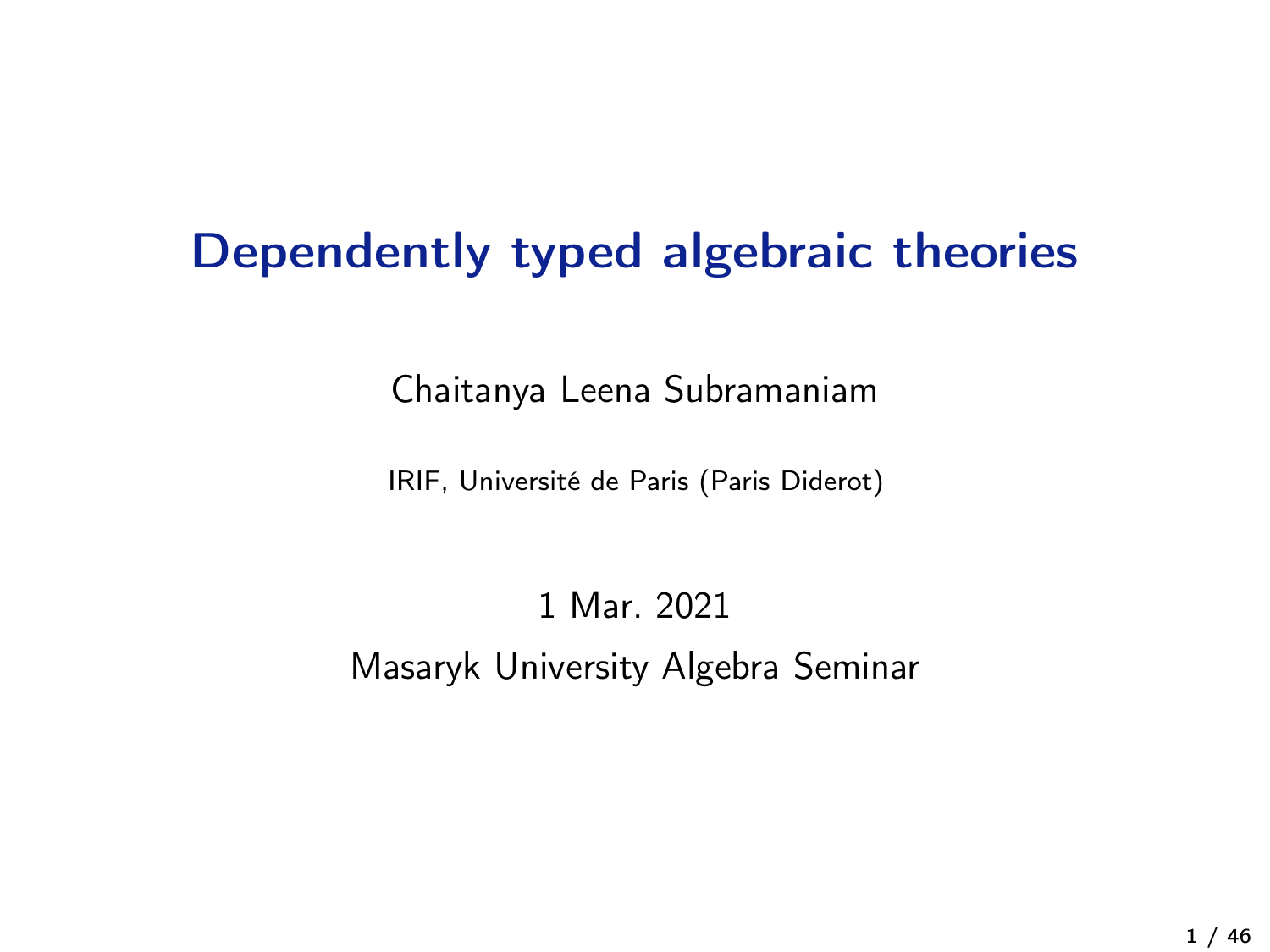# Dependently typed algebraic theories

Chaitanya Leena Subramaniam

IRIF, Université de Paris (Paris Diderot)

1 Mar. 2021

Masaryk University Algebra Seminar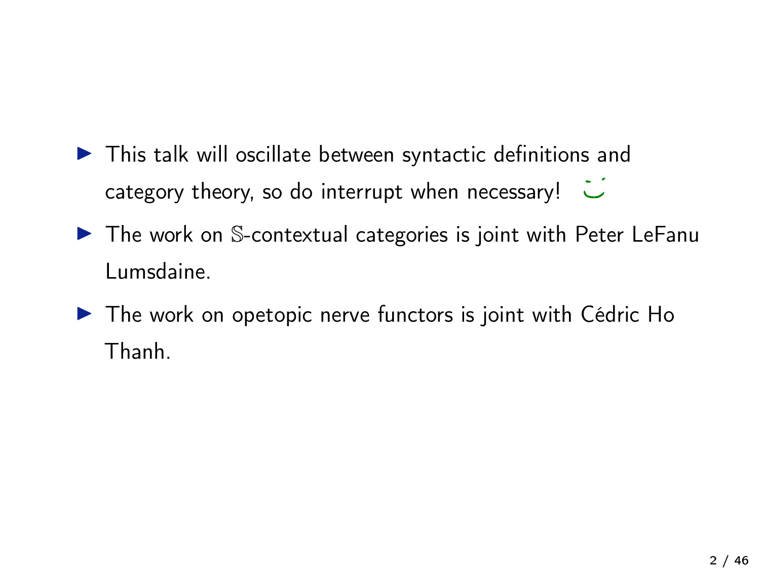- This talk will oscillate between syntactic definitions and category theory, so do interrupt when necessary! ☺
- The work on $\mathbb{S}$-contextual categories is joint with Peter LeFanu Lumsdaine.
- The work on opetopic nerve functors is joint with Cédric Ho Thanh.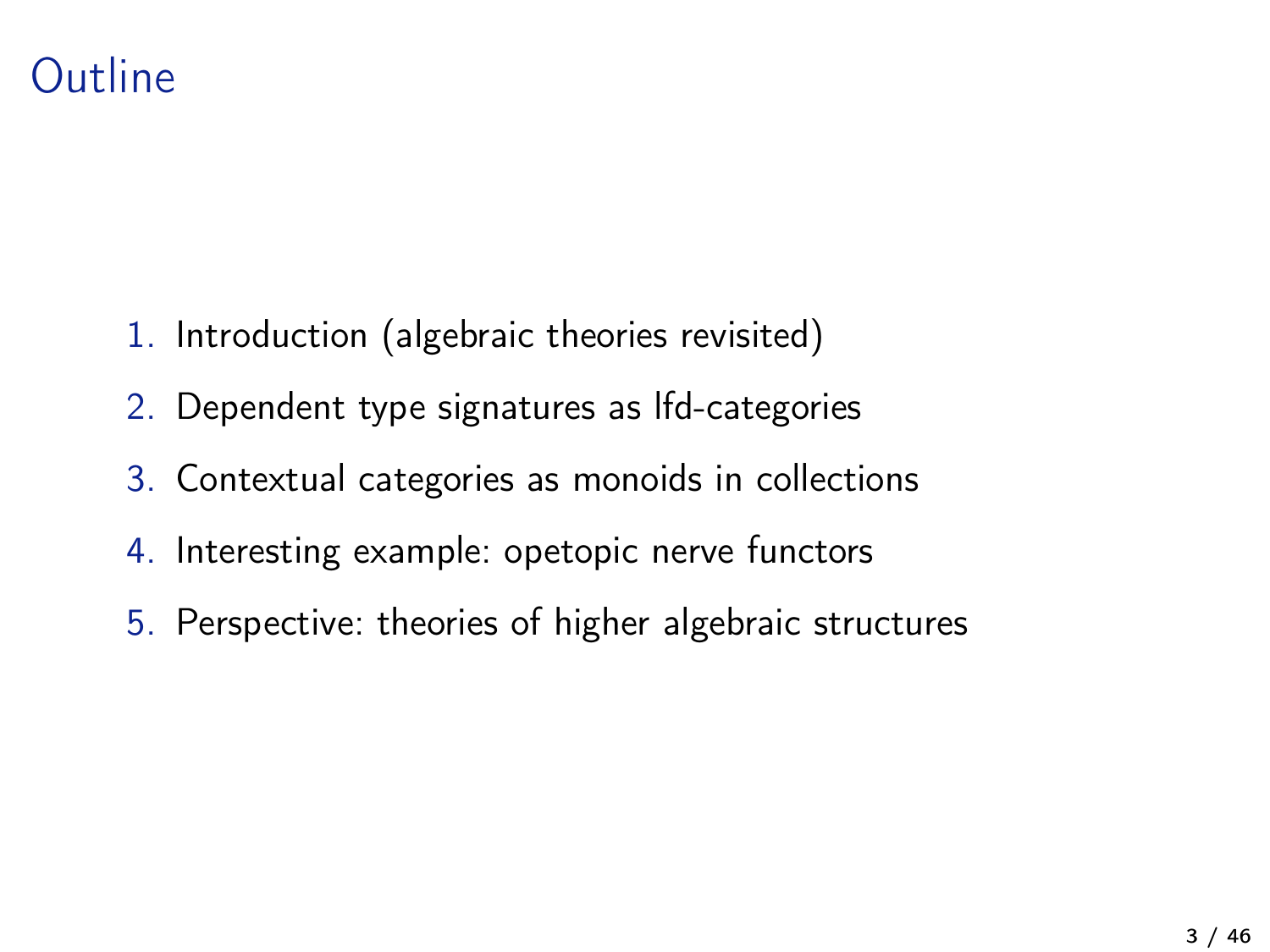# Outline

1. Introduction (algebraic theories revisited)
2. Dependent type signatures as lfd-categories
3. Contextual categories as monoids in collections
4. Interesting example: opetopic nerve functors
5. Perspective: theories of higher algebraic structures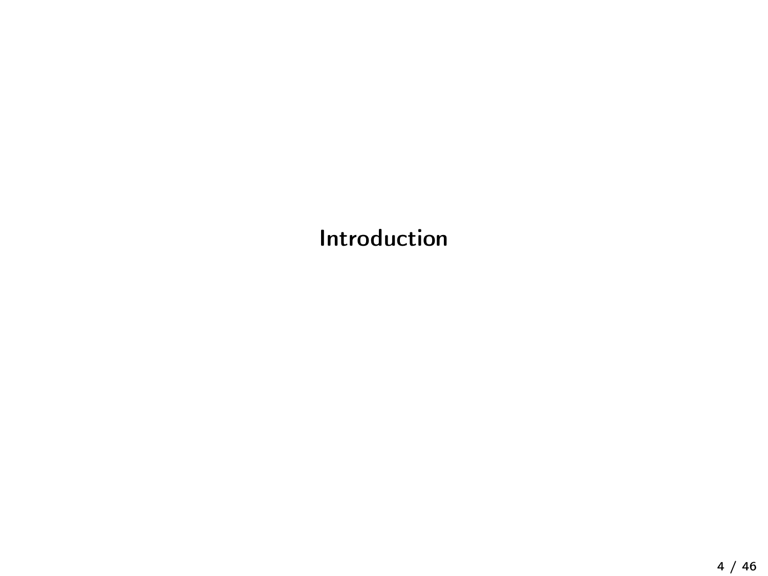# Introduction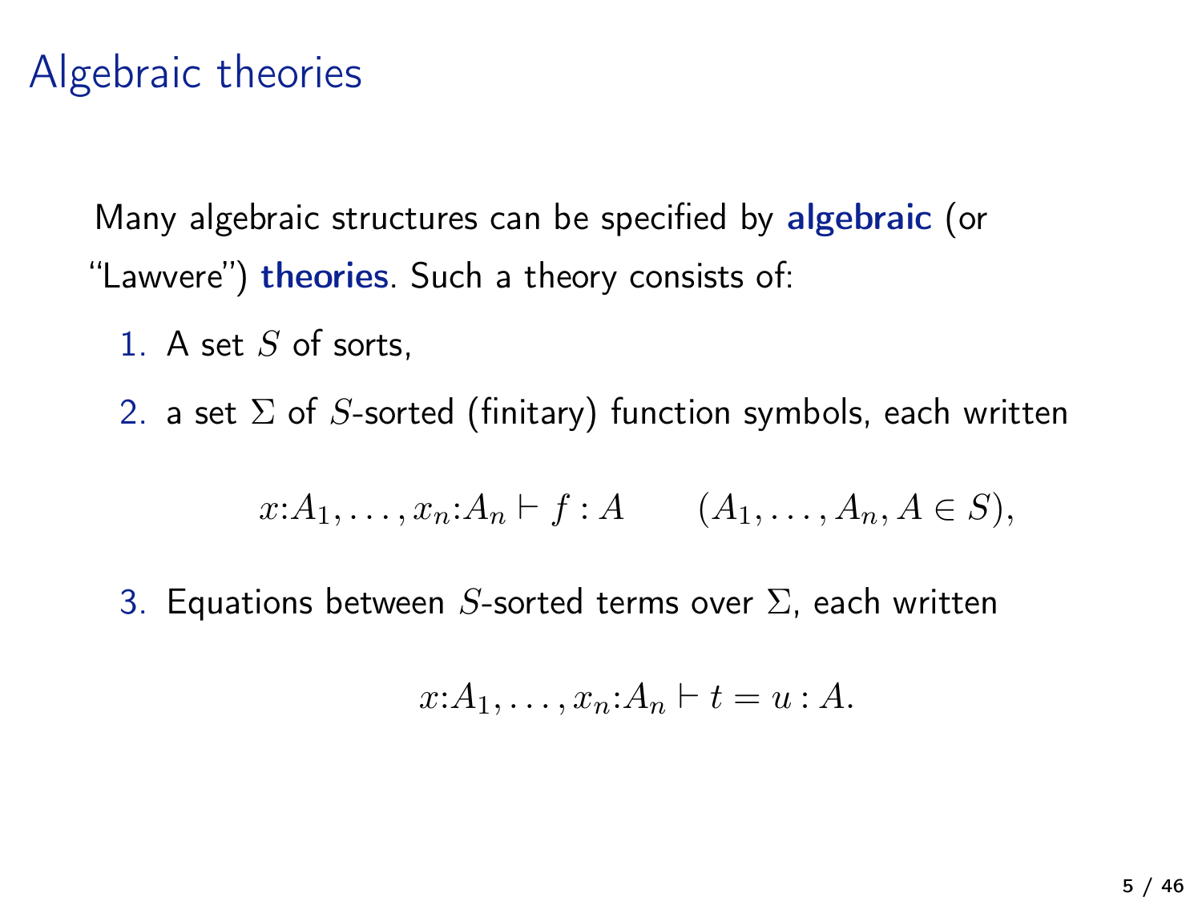# Algebraic theories

Many algebraic structures can be specified by **algebraic** (or "Lawvere") **theories**. Such a theory consists of:

1. A set $S$ of sorts,
2. a set $\Sigma$ of $S$-sorted (finitary) function symbols, each written

$$x{:}A_1, \ldots, x_n{:}A_n \vdash f : A \qquad (A_1, \ldots, A_n, A \in S),$$

3. Equations between $S$-sorted terms over $\Sigma$, each written

$$x{:}A_1, \ldots, x_n{:}A_n \vdash t = u : A.$$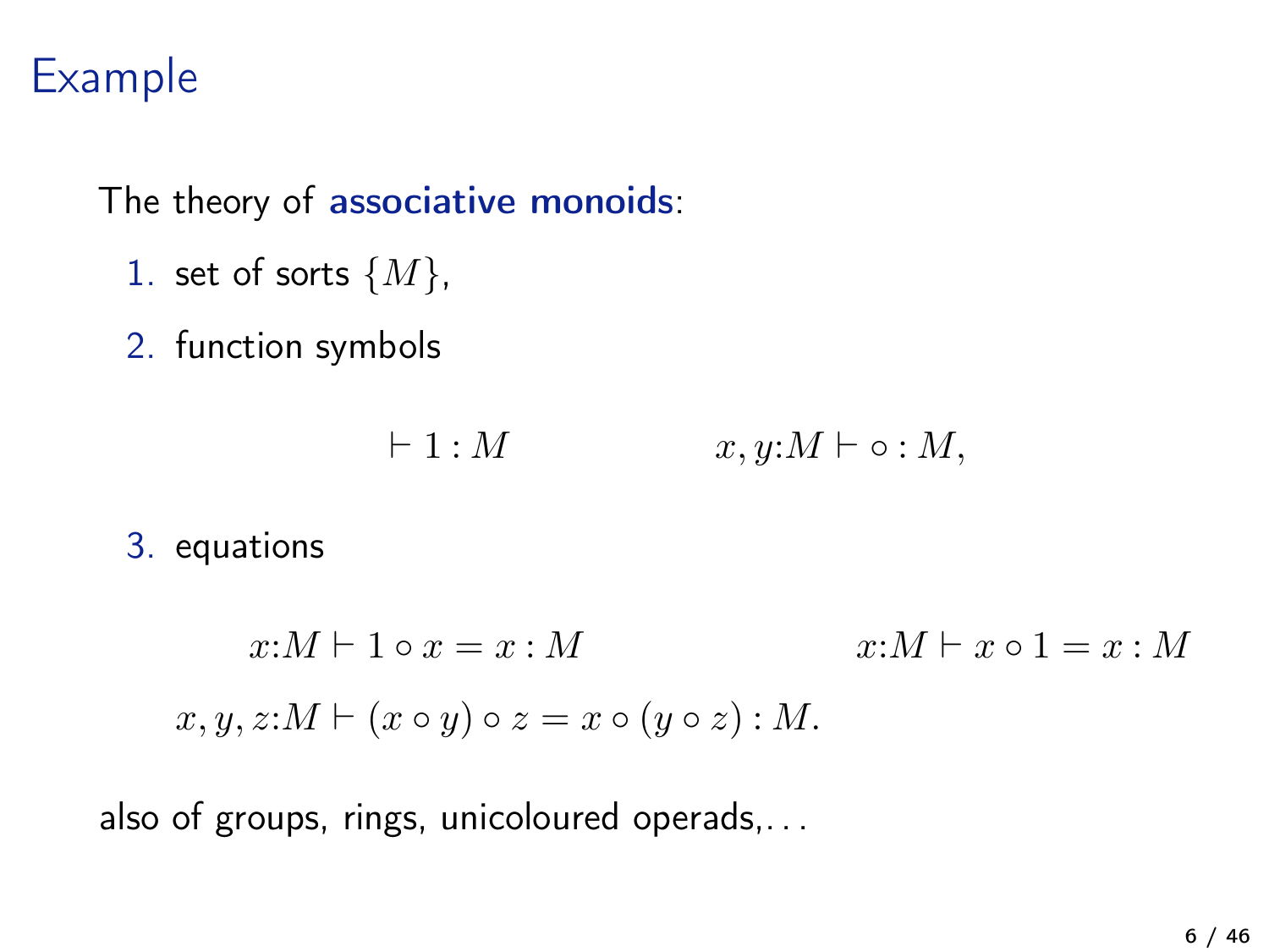# Example

The theory of **associative monoids**:

1. set of sorts $\{M\}$,
2. function symbols

$$\vdash 1 : M \qquad\qquad x, y{:}M \vdash \circ : M,$$

3. equations

$$x{:}M \vdash 1 \circ x = x : M \qquad\qquad x{:}M \vdash x \circ 1 = x : M$$

$$x, y, z{:}M \vdash (x \circ y) \circ z = x \circ (y \circ z) : M.$$

also of groups, rings, unicoloured operads,...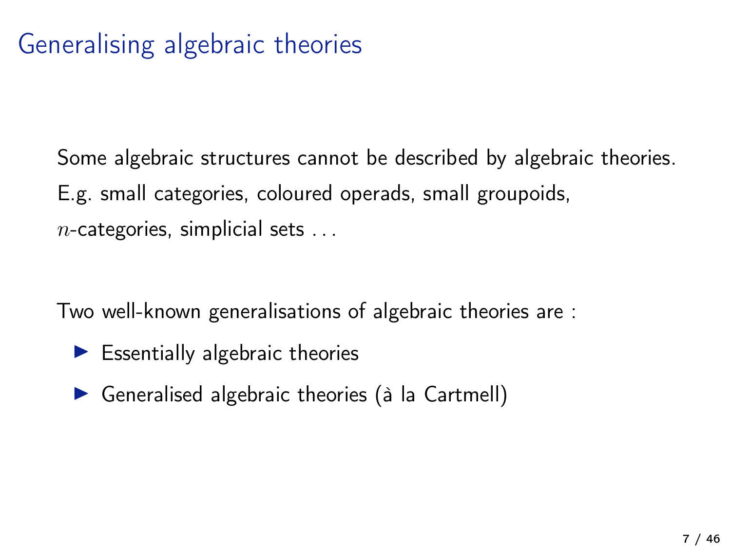# Generalising algebraic theories

Some algebraic structures cannot be described by algebraic theories. E.g. small categories, coloured operads, small groupoids, $n$-categories, simplicial sets . . .

Two well-known generalisations of algebraic theories are :

- Essentially algebraic theories
- Generalised algebraic theories (à la Cartmell)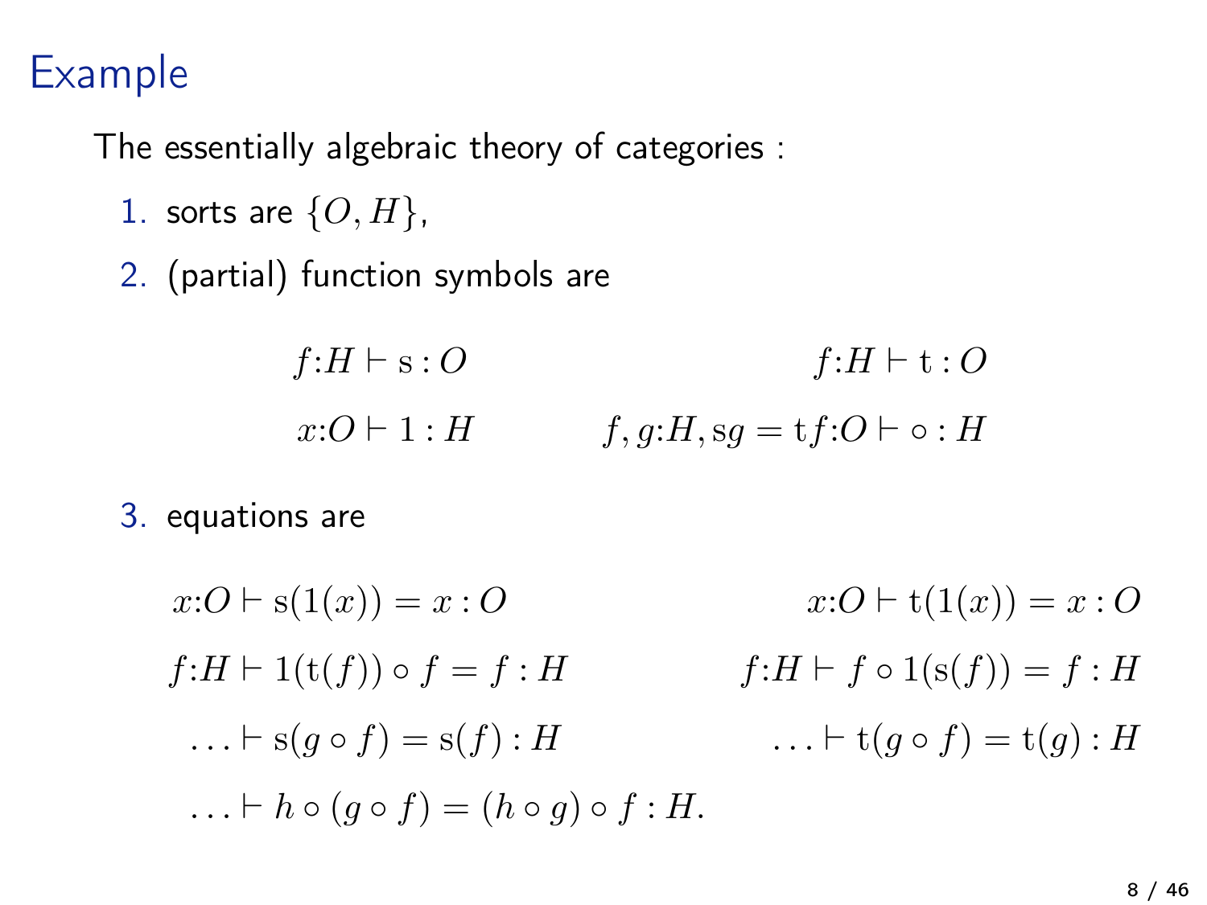# Example

The essentially algebraic theory of categories :

1. sorts are $\{O, H\}$,
2. (partial) function symbols are

$$f{:}H \vdash \mathrm{s} : O \qquad\qquad f{:}H \vdash \mathrm{t} : O$$

$$x{:}O \vdash 1 : H \qquad\qquad f, g{:}H, \mathrm{s}g = \mathrm{t}f{:}O \vdash \circ : H$$

3. equations are

$$x{:}O \vdash \mathrm{s}(1(x)) = x : O \qquad\qquad x{:}O \vdash \mathrm{t}(1(x)) = x : O$$

$$f{:}H \vdash 1(\mathrm{t}(f)) \circ f = f : H \qquad\qquad f{:}H \vdash f \circ 1(\mathrm{s}(f)) = f : H$$

$$\ldots \vdash \mathrm{s}(g \circ f) = \mathrm{s}(f) : H \qquad\qquad \ldots \vdash \mathrm{t}(g \circ f) = \mathrm{t}(g) : H$$

$$\ldots \vdash h \circ (g \circ f) = (h \circ g) \circ f : H.$$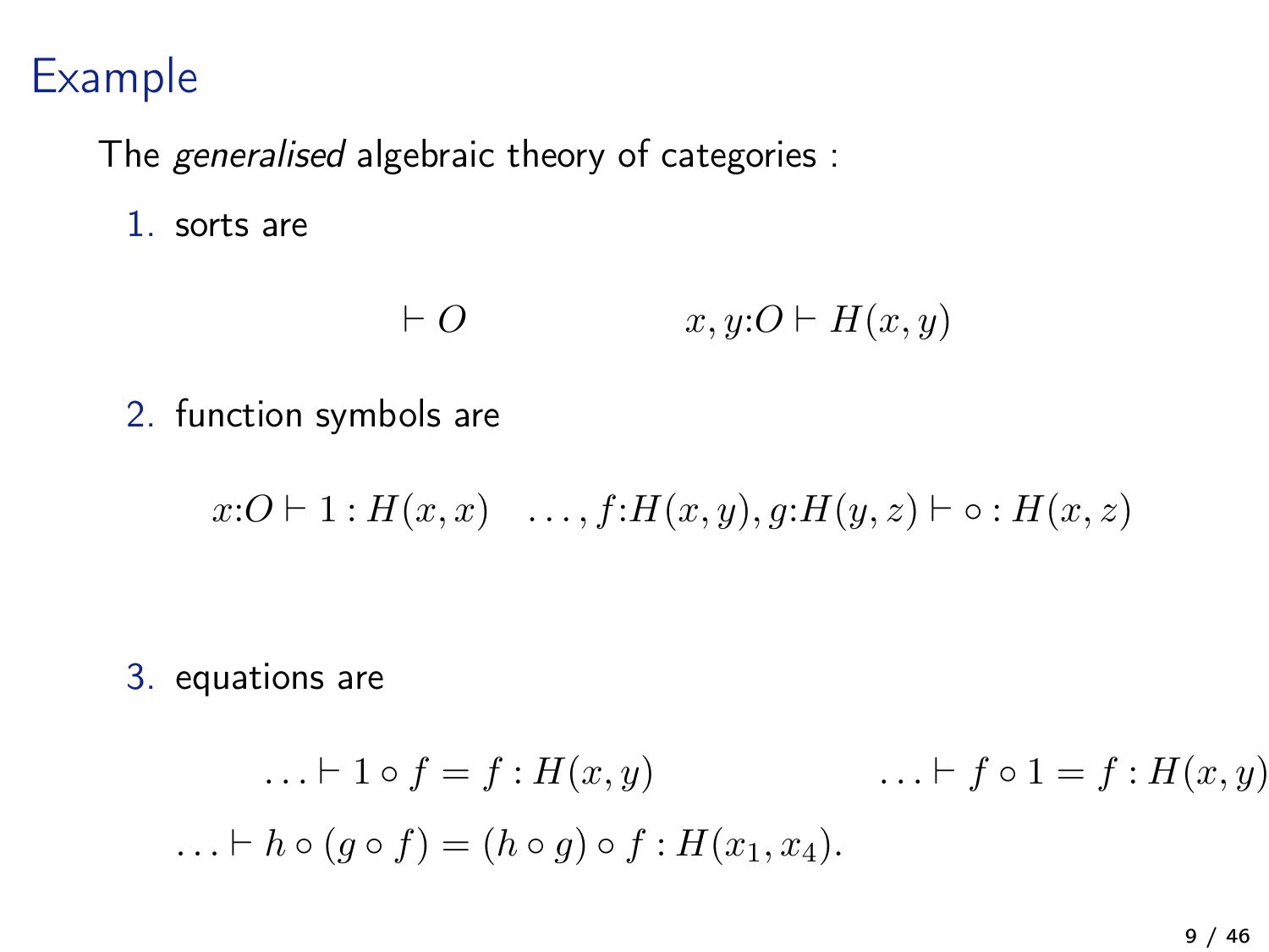# Example

The *generalised* algebraic theory of categories :

1. sorts are

$$\vdash O \qquad\qquad x, y{:}O \vdash H(x, y)$$

2. function symbols are

$$x{:}O \vdash 1 : H(x, x) \quad \ldots, f{:}H(x, y), g{:}H(y, z) \vdash \circ : H(x, z)$$

3. equations are

$$\ldots \vdash 1 \circ f = f : H(x, y) \qquad\qquad \ldots \vdash f \circ 1 = f : H(x, y)$$

$$\ldots \vdash h \circ (g \circ f) = (h \circ g) \circ f : H(x_1, x_4).$$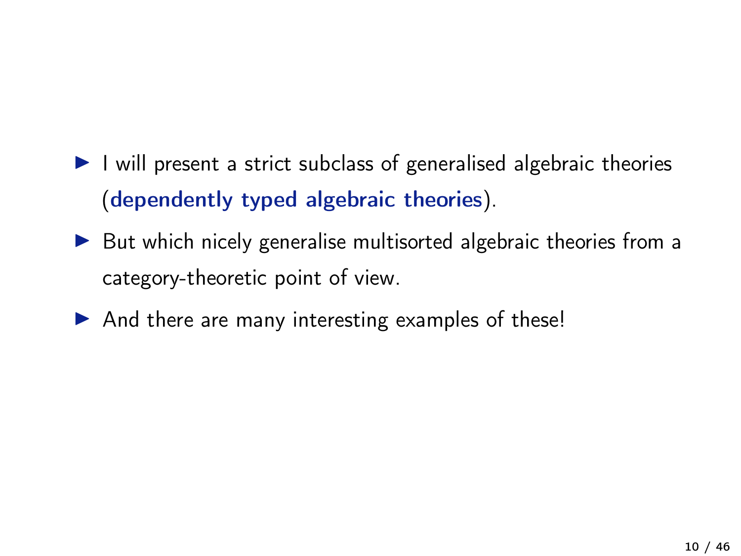- I will present a strict subclass of generalised algebraic theories (**dependently typed algebraic theories**).
- But which nicely generalise multisorted algebraic theories from a category-theoretic point of view.
- And there are many interesting examples of these!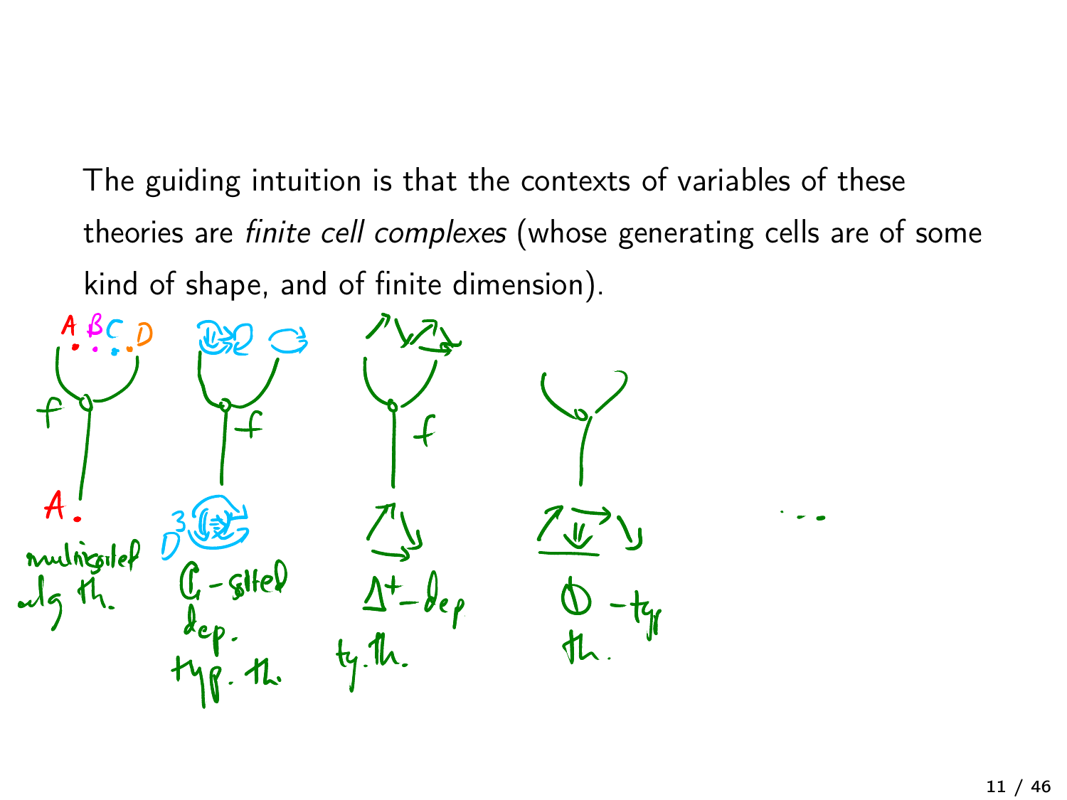The guiding intuition is that the contexts of variables of these theories are *finite cell complexes* (whose generating cells are of some kind of shape, and of finite dimension).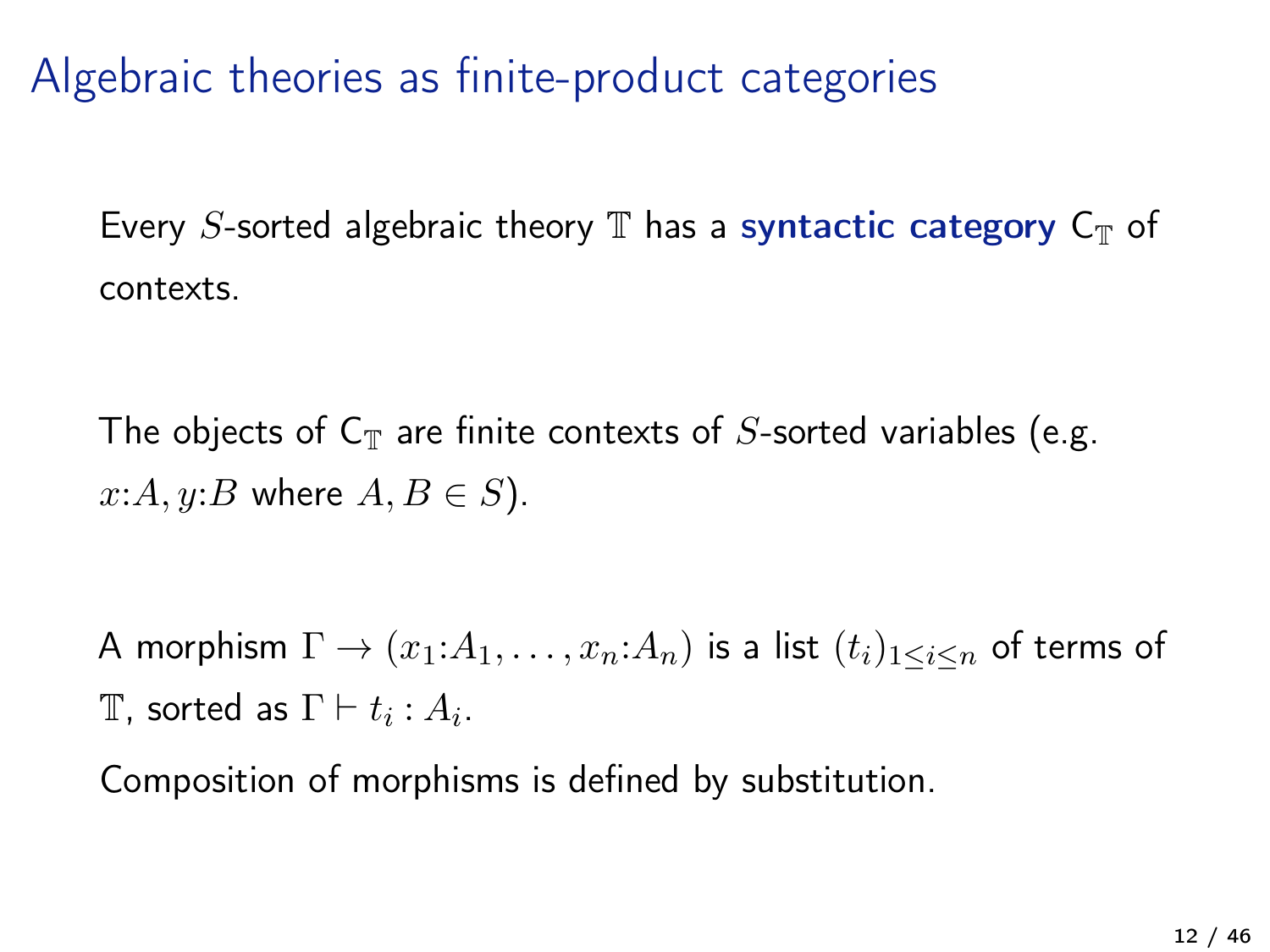# Algebraic theories as finite-product categories

Every $S$-sorted algebraic theory $\mathbb{T}$ has a **syntactic category** $\mathsf{C}_{\mathbb{T}}$ of contexts.

The objects of $\mathsf{C}_{\mathbb{T}}$ are finite contexts of $S$-sorted variables (e.g. $x{:}A, y{:}B$ where $A, B \in S$).

A morphism $\Gamma \to (x_1{:}A_1, \ldots, x_n{:}A_n)$ is a list $(t_i)_{1 \leq i \leq n}$ of terms of $\mathbb{T}$, sorted as $\Gamma \vdash t_i : A_i$.

Composition of morphisms is defined by substitution.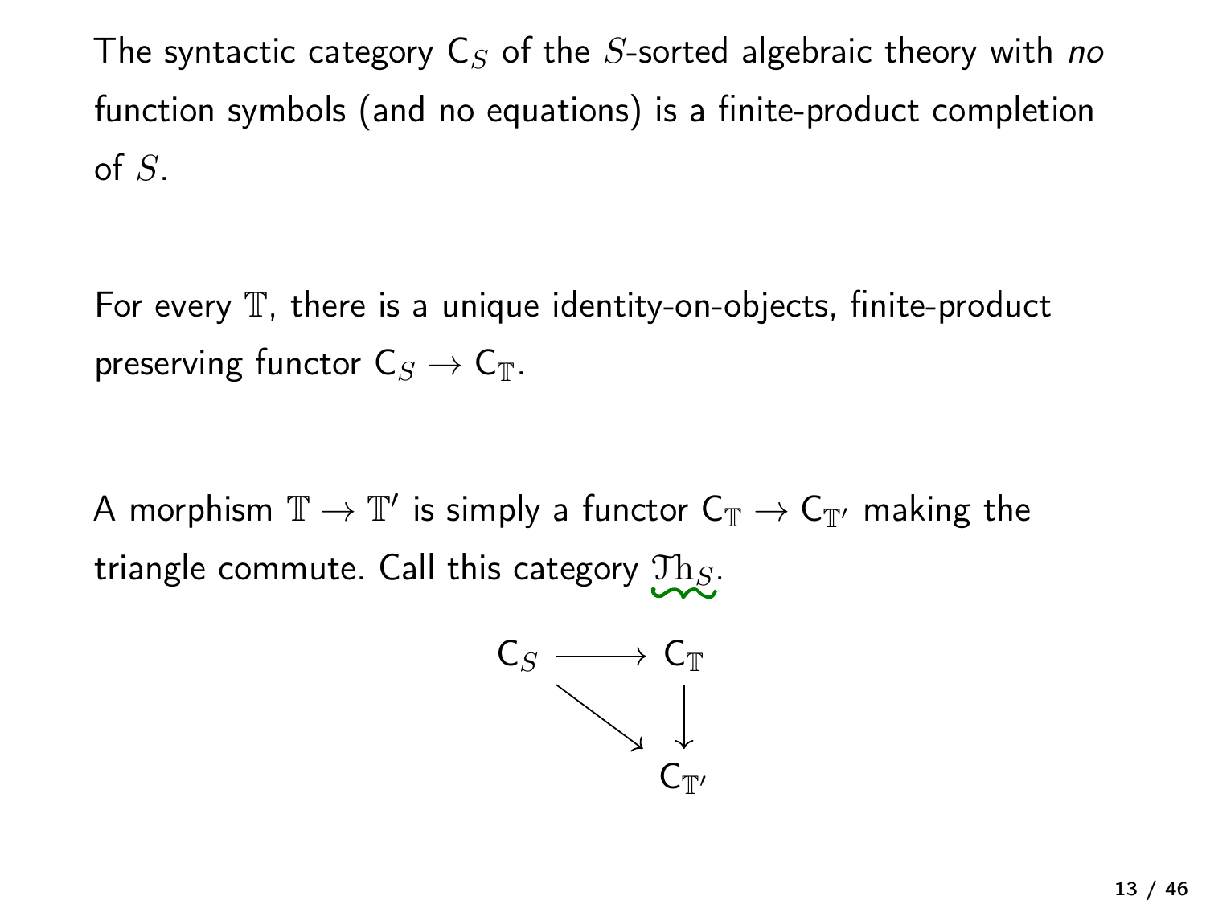The syntactic category $\mathsf{C}_S$ of the $S$-sorted algebraic theory with *no* function symbols (and no equations) is a finite-product completion of $S$.

For every $\mathbb{T}$, there is a unique identity-on-objects, finite-product preserving functor $\mathsf{C}_S \to \mathsf{C}_\mathbb{T}$.

A morphism $\mathbb{T} \to \mathbb{T}'$ is simply a functor $\mathsf{C}_\mathbb{T} \to \mathsf{C}_{\mathbb{T}'}$ making the triangle commute. Call this category $\mathcal{T}\mathrm{h}_S$.

$$\begin{array}{ccc} \mathsf{C}_S & \longrightarrow & \mathsf{C}_\mathbb{T} \\ & \searrow & \downarrow \\ & & \mathsf{C}_{\mathbb{T}'} \end{array}$$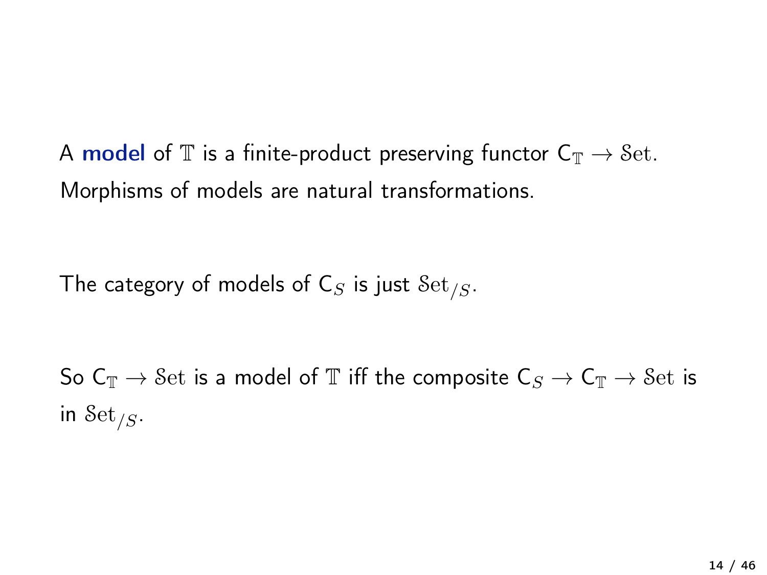A **model** of $\mathbb{T}$ is a finite-product preserving functor $\mathsf{C}_{\mathbb{T}} \to \mathcal{S}\mathrm{et}$. Morphisms of models are natural transformations.

The category of models of $\mathsf{C}_S$ is just $\mathcal{S}\mathrm{et}_{/S}$.

So $\mathsf{C}_{\mathbb{T}} \to \mathcal{S}\mathrm{et}$ is a model of $\mathbb{T}$ iff the composite $\mathsf{C}_S \to \mathsf{C}_{\mathbb{T}} \to \mathcal{S}\mathrm{et}$ is in $\mathcal{S}\mathrm{et}_{/S}$.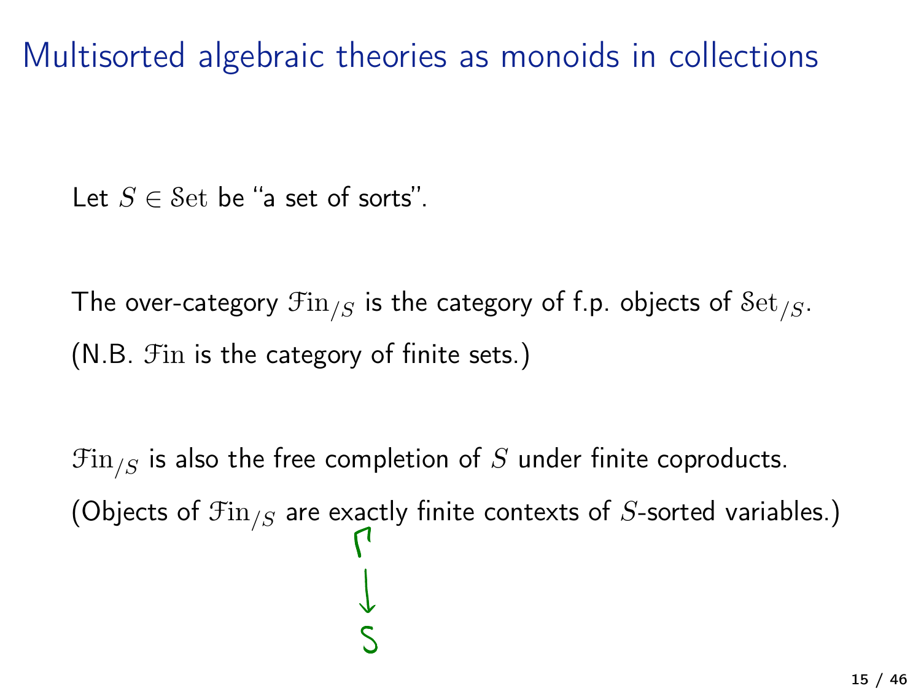# Multisorted algebraic theories as monoids in collections

Let $S \in \mathcal{S}\mathrm{et}$ be "a set of sorts".

The over-category $\mathcal{F}\mathrm{in}_{/S}$ is the category of f.p. objects of $\mathcal{S}\mathrm{et}_{/S}$.
(N.B. $\mathcal{F}\mathrm{in}$ is the category of finite sets.)

$\mathcal{F}\mathrm{in}_{/S}$ is also the free completion of $S$ under finite coproducts.
(Objects of $\mathcal{F}\mathrm{in}_{/S}$ are exactly finite contexts of $S$-sorted variables.)

$$\Gamma \to S$$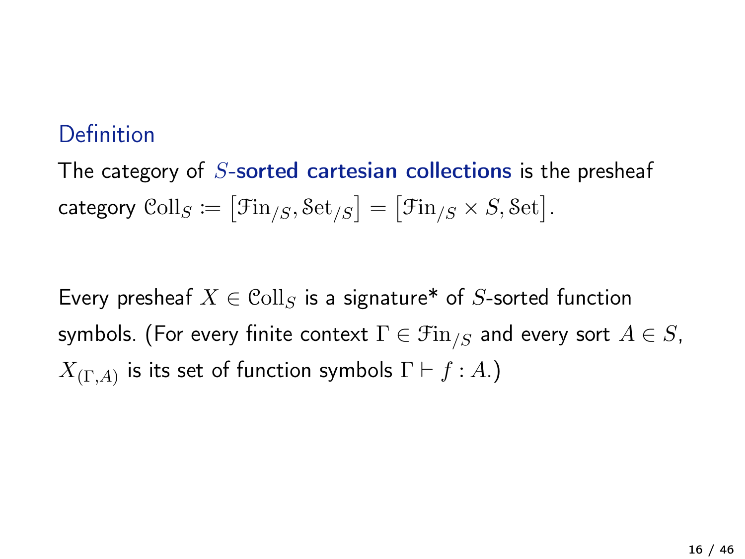**Definition**

The category of $S$-**sorted cartesian collections** is the presheaf category $\mathcal{C}\mathrm{oll}_S := \left[\mathcal{F}\mathrm{in}_{/S}, \mathcal{S}\mathrm{et}_{/S}\right] = \left[\mathcal{F}\mathrm{in}_{/S} \times S, \mathcal{S}\mathrm{et}\right]$.

Every presheaf $X \in \mathcal{C}\mathrm{oll}_S$ is a signature* of $S$-sorted function symbols. (For every finite context $\Gamma \in \mathcal{F}\mathrm{in}_{/S}$ and every sort $A \in S$, $X_{(\Gamma, A)}$ is its set of function symbols $\Gamma \vdash f : A$.)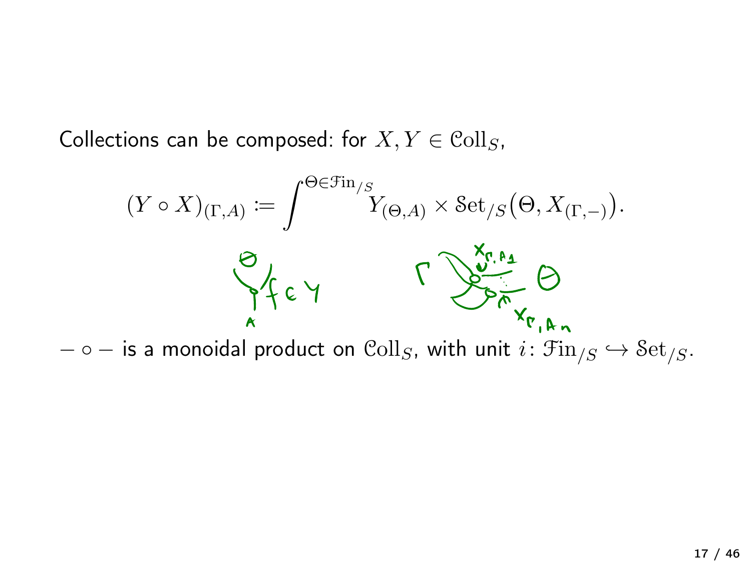Collections can be composed: for $X, Y \in \mathcal{C}\mathrm{oll}_S$,

$$(Y \circ X)_{(\Gamma, A)} \coloneqq \int^{\Theta \in \mathcal{F}\mathrm{in}_{/S}} Y_{(\Theta, A)} \times \mathcal{S}\mathrm{et}_{/S}\big(\Theta, X_{(\Gamma, -)}\big).$$

$- \circ -$ is a monoidal product on $\mathcal{C}\mathrm{oll}_S$, with unit $i \colon \mathcal{F}\mathrm{in}_{/S} \hookrightarrow \mathcal{S}\mathrm{et}_{/S}$.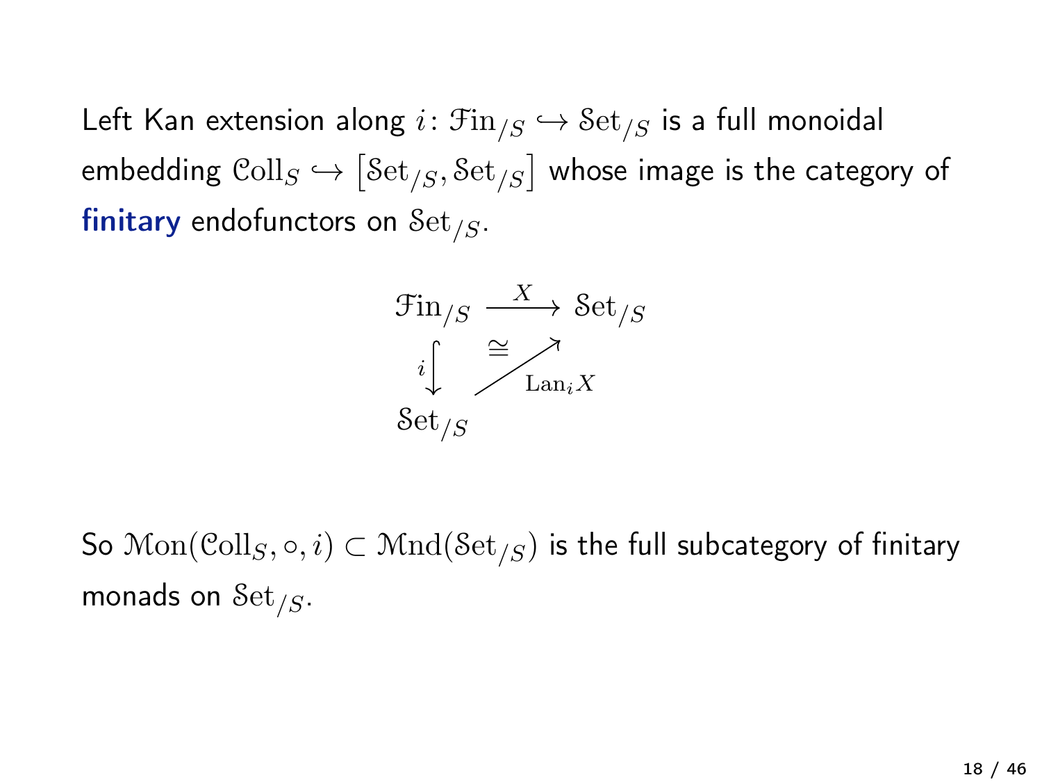Left Kan extension along $i\colon \mathcal{F}\mathrm{in}_{/S} \hookrightarrow \mathcal{S}\mathrm{et}_{/S}$ is a full monoidal embedding $\mathcal{C}\mathrm{oll}_S \hookrightarrow \left[\mathcal{S}\mathrm{et}_{/S}, \mathcal{S}\mathrm{et}_{/S}\right]$ whose image is the category of **finitary** endofunctors on $\mathcal{S}\mathrm{et}_{/S}$.

$$
\begin{array}{ccc}
\mathcal{F}\mathrm{in}_{/S} & \xrightarrow{\;X\;} & \mathcal{S}\mathrm{et}_{/S} \\
{\scriptstyle i}\big\downarrow & \cong & \nearrow_{\mathrm{Lan}_i X} \\
\mathcal{S}\mathrm{et}_{/S} & &
\end{array}
$$

So $\mathcal{M}\mathrm{on}(\mathcal{C}\mathrm{oll}_S, \circ, i) \subset \mathcal{M}\mathrm{nd}(\mathcal{S}\mathrm{et}_{/S})$ is the full subcategory of finitary monads on $\mathcal{S}\mathrm{et}_{/S}$.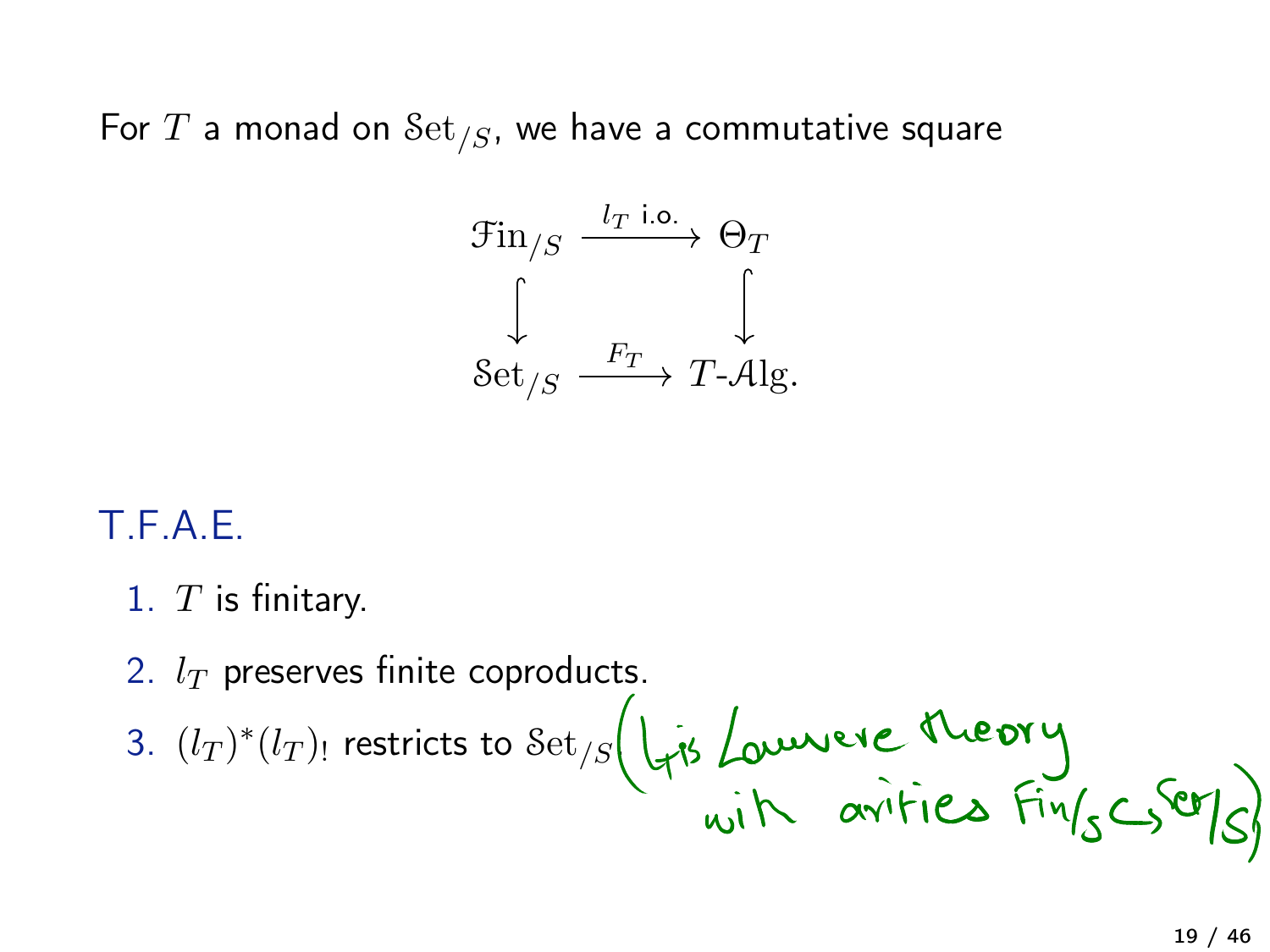For $T$ a monad on $\mathcal{S}\mathrm{et}_{/S}$, we have a commutative square

$$\begin{array}{ccc}
\mathcal{F}\mathrm{in}_{/S} & \xrightarrow{l_T \text{ i.o.}} & \Theta_T \\
\big\downarrow & & \big\downarrow \\
\mathcal{S}\mathrm{et}_{/S} & \xrightarrow{F_T} & T\text{-}\mathcal{A}\mathrm{lg}.
\end{array}$$

T.F.A.E.

1. $T$ is finitary.
2. $l_T$ preserves finite coproducts.
3. $(l_T)^*(l_T)_!$ restricts to $\mathcal{S}\mathrm{et}_{/S}$ ($l_T$ is Lawvere theory with arities $\mathrm{Fin}_{/S} \hookrightarrow \mathrm{Set}_{/S}$)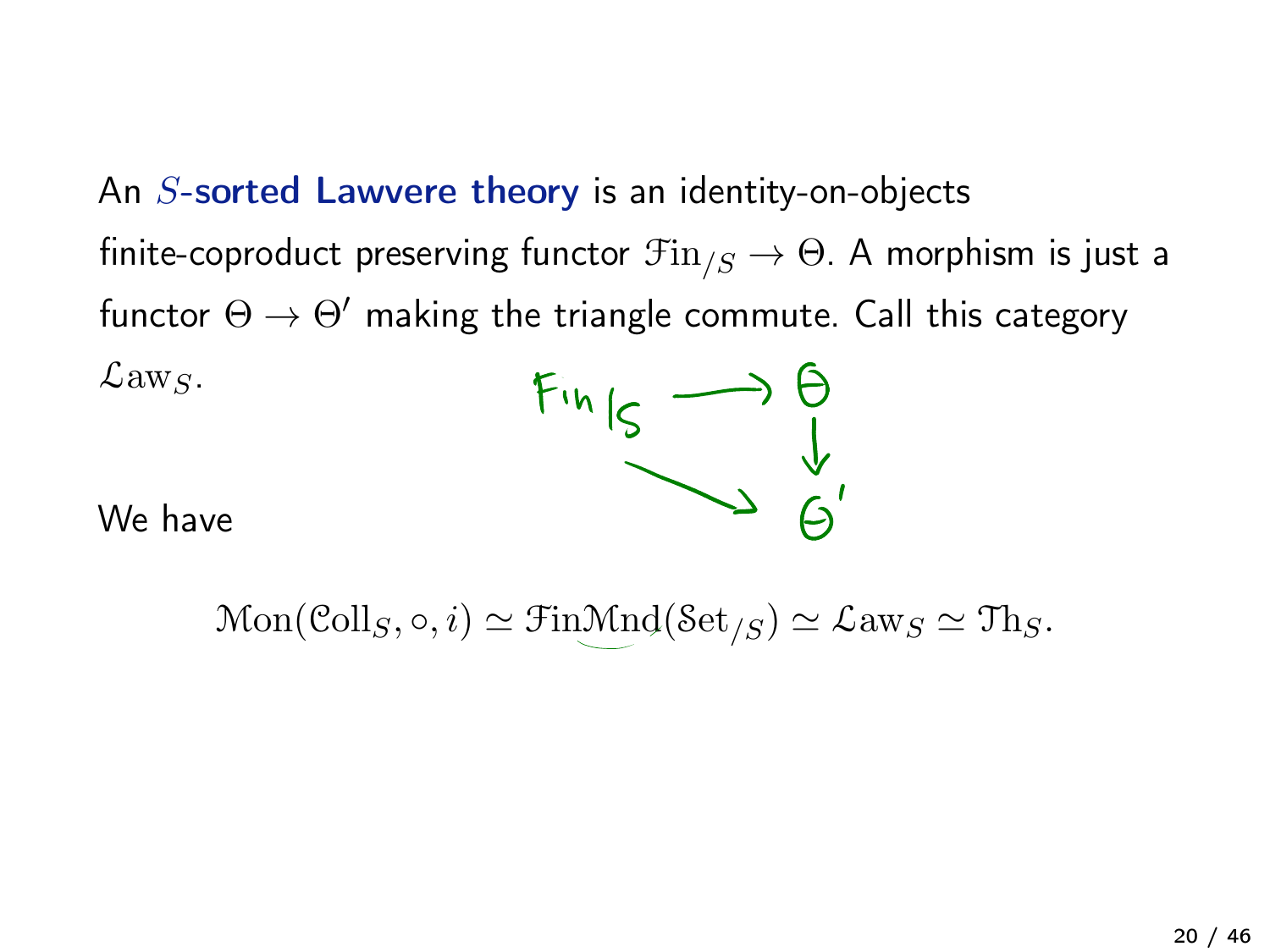An $S$-**sorted Lawvere theory** is an identity-on-objects finite-coproduct preserving functor $\mathcal{F}\mathrm{in}_{/S} \to \Theta$. A morphism is just a functor $\Theta \to \Theta'$ making the triangle commute. Call this category $\mathcal{L}\mathrm{aw}_S$.

$$\begin{array}{ccc} \mathrm{Fin}_{/S} & \longrightarrow & \Theta \\ & \searrow & \downarrow \\ & & \Theta' \end{array}$$

We have

$$\mathcal{M}\mathrm{on}(\mathcal{C}\mathrm{oll}_S, \circ, i) \simeq \mathcal{F}\mathrm{in}\mathcal{M}\mathrm{nd}(\mathcal{S}\mathrm{et}_{/S}) \simeq \mathcal{L}\mathrm{aw}_S \simeq \mathcal{T}\mathrm{h}_S.$$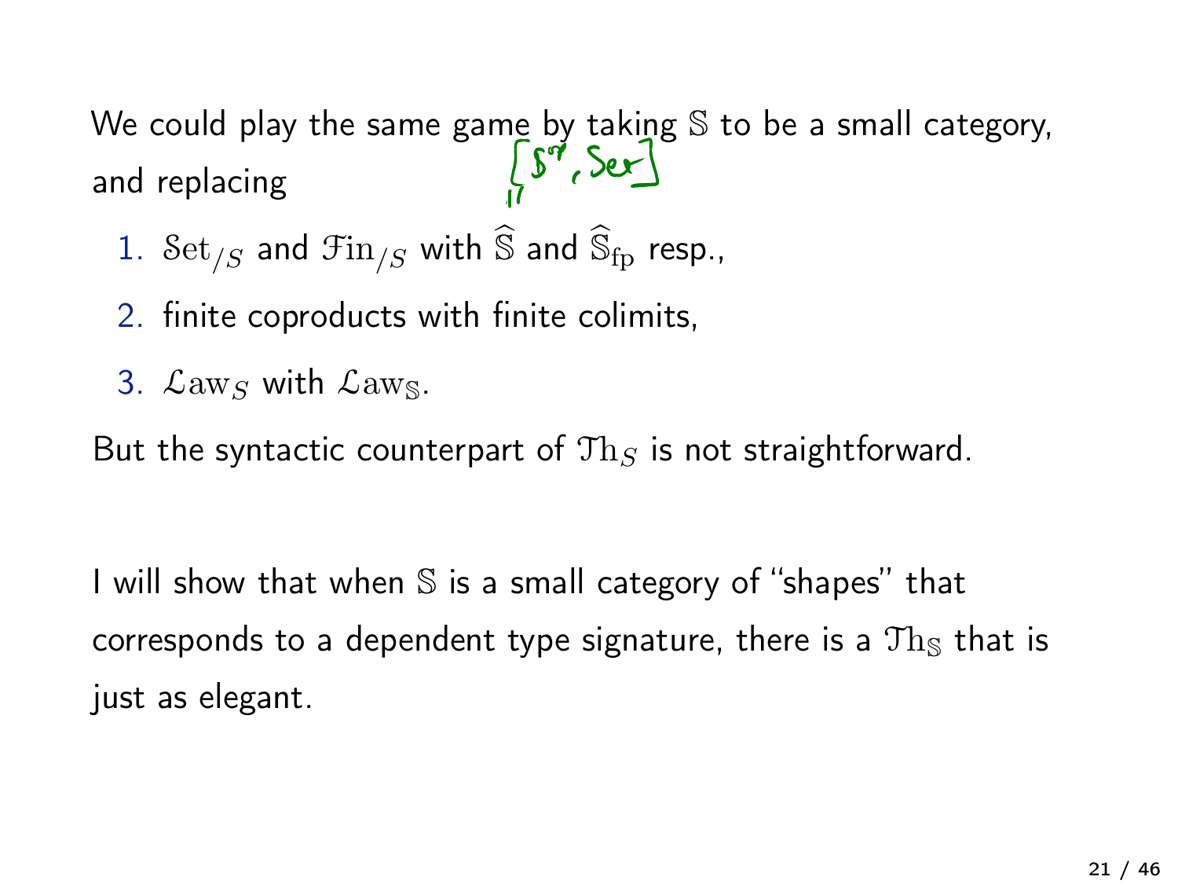We could play the same game by taking $\mathbb{S}$ to be a small category, and replacing

1. $\mathcal{S}\mathrm{et}_{/S}$ and $\mathcal{F}\mathrm{in}_{/S}$ with $\widehat{\mathbb{S}}$ and $\widehat{\mathbb{S}}_{\mathrm{fp}}$ resp.,
2. finite coproducts with finite colimits,
3. $\mathcal{L}\mathrm{aw}_S$ with $\mathcal{L}\mathrm{aw}_{\mathbb{S}}$.

But the syntactic counterpart of $\mathcal{T}\mathrm{h}_S$ is not straightforward.

I will show that when $\mathbb{S}$ is a small category of "shapes" that corresponds to a dependent type signature, there is a $\mathcal{T}\mathrm{h}_{\mathbb{S}}$ that is just as elegant.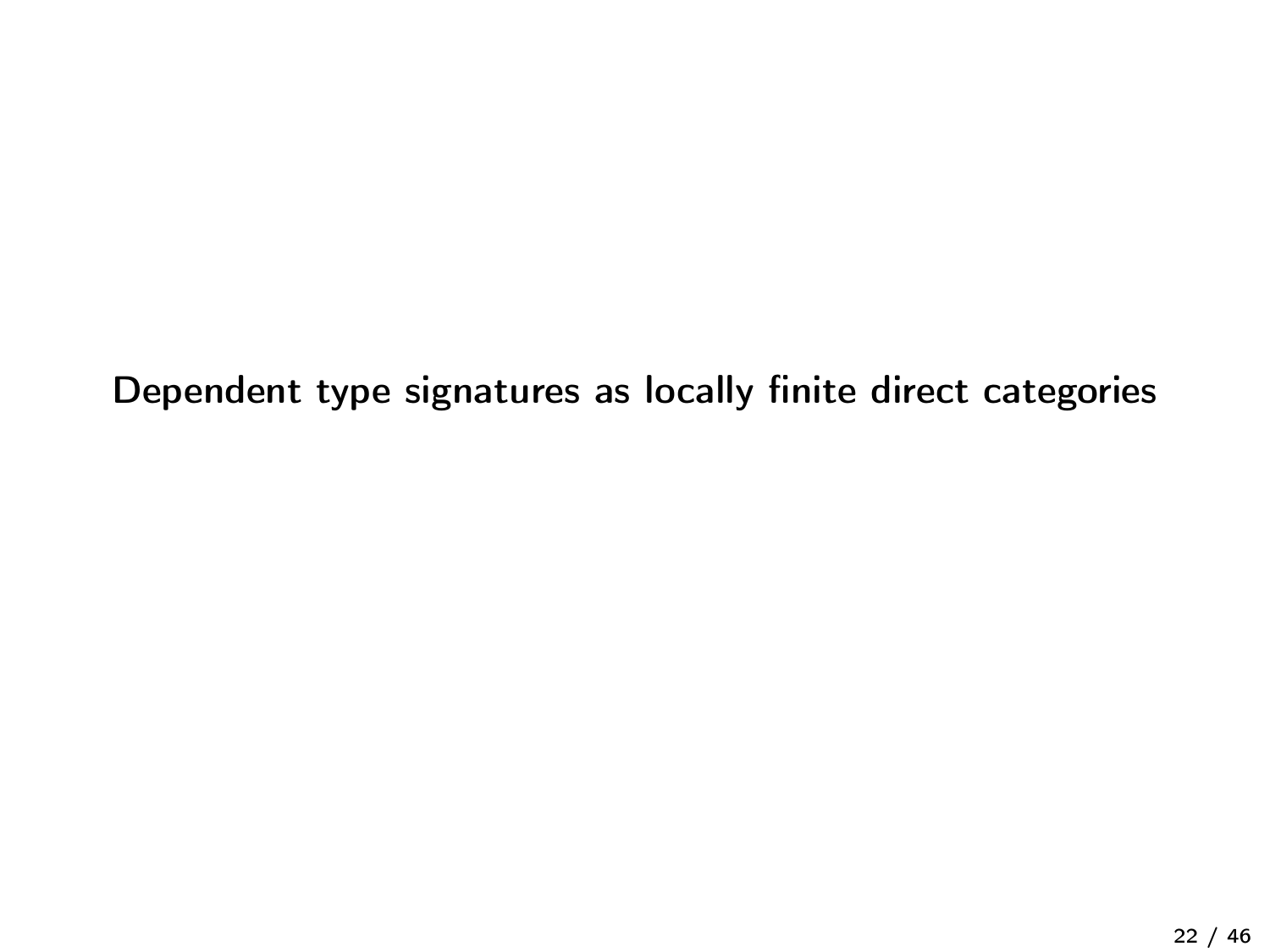## Dependent type signatures as locally finite direct categories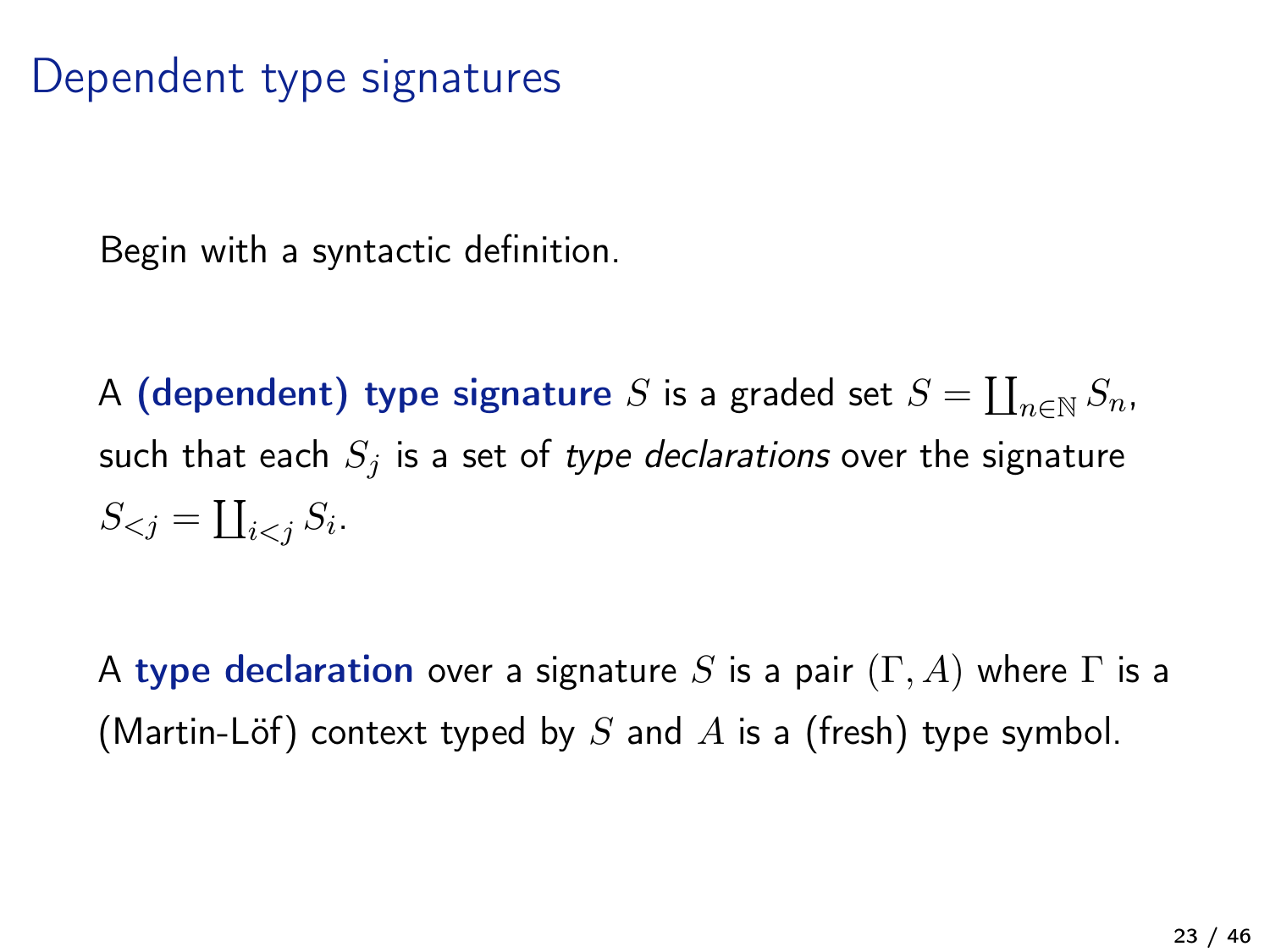# Dependent type signatures

Begin with a syntactic definition.

A **(dependent) type signature** $S$ is a graded set $S = \coprod_{n \in \mathbb{N}} S_n$, such that each $S_j$ is a set of *type declarations* over the signature $S_{<j} = \coprod_{i<j} S_i$.

A **type declaration** over a signature $S$ is a pair $(\Gamma, A)$ where $\Gamma$ is a (Martin-Löf) context typed by $S$ and $A$ is a (fresh) type symbol.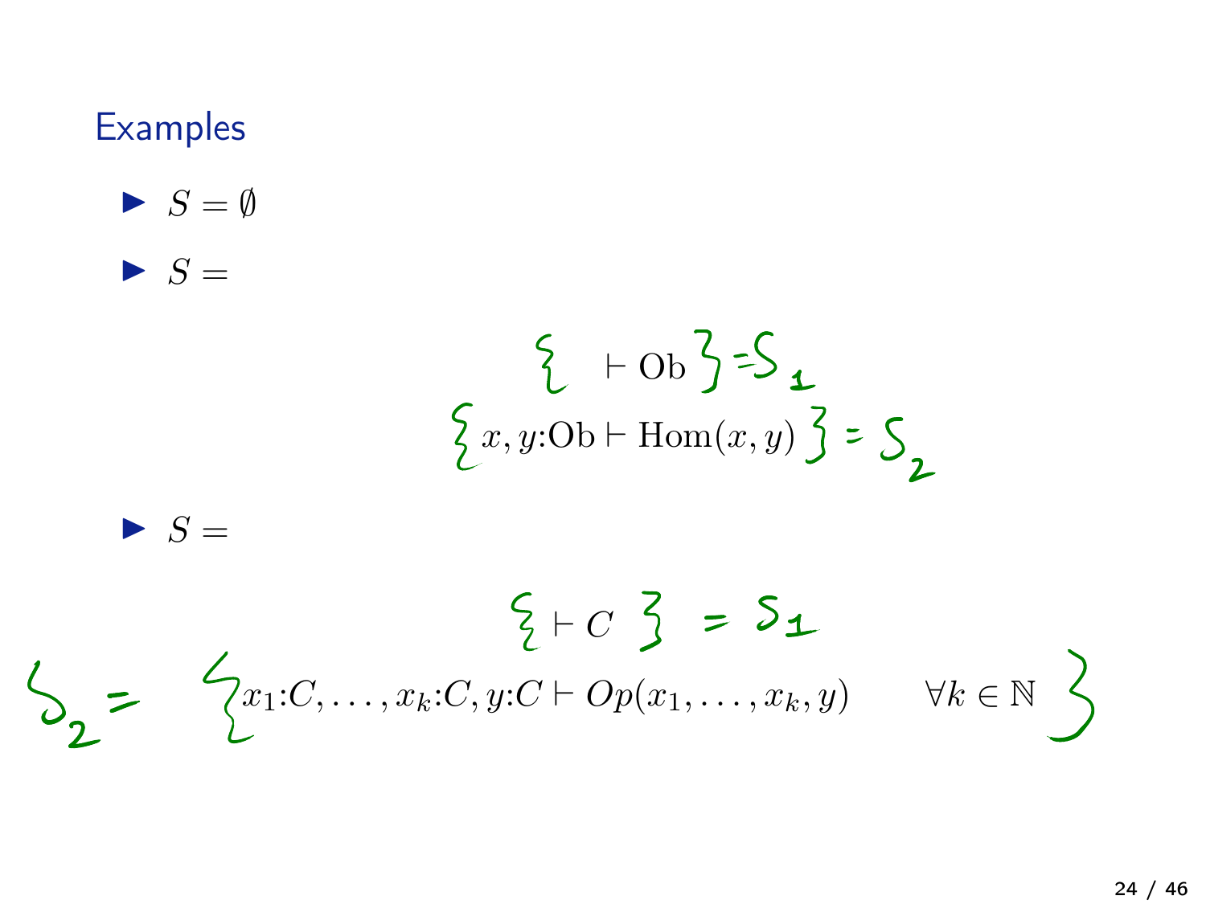## Examples

- $S = \emptyset$
- $S =$

$$\{ \vdash \mathrm{Ob} \} = S_1$$
$$\{ x, y{:}\mathrm{Ob} \vdash \mathrm{Hom}(x, y) \} = S_2$$

- $S =$

$$\{ \vdash C \} = S_1$$
$$S_2 = \{ x_1{:}C, \ldots, x_k{:}C, y{:}C \vdash Op(x_1, \ldots, x_k, y) \qquad \forall k \in \mathbb{N} \}$$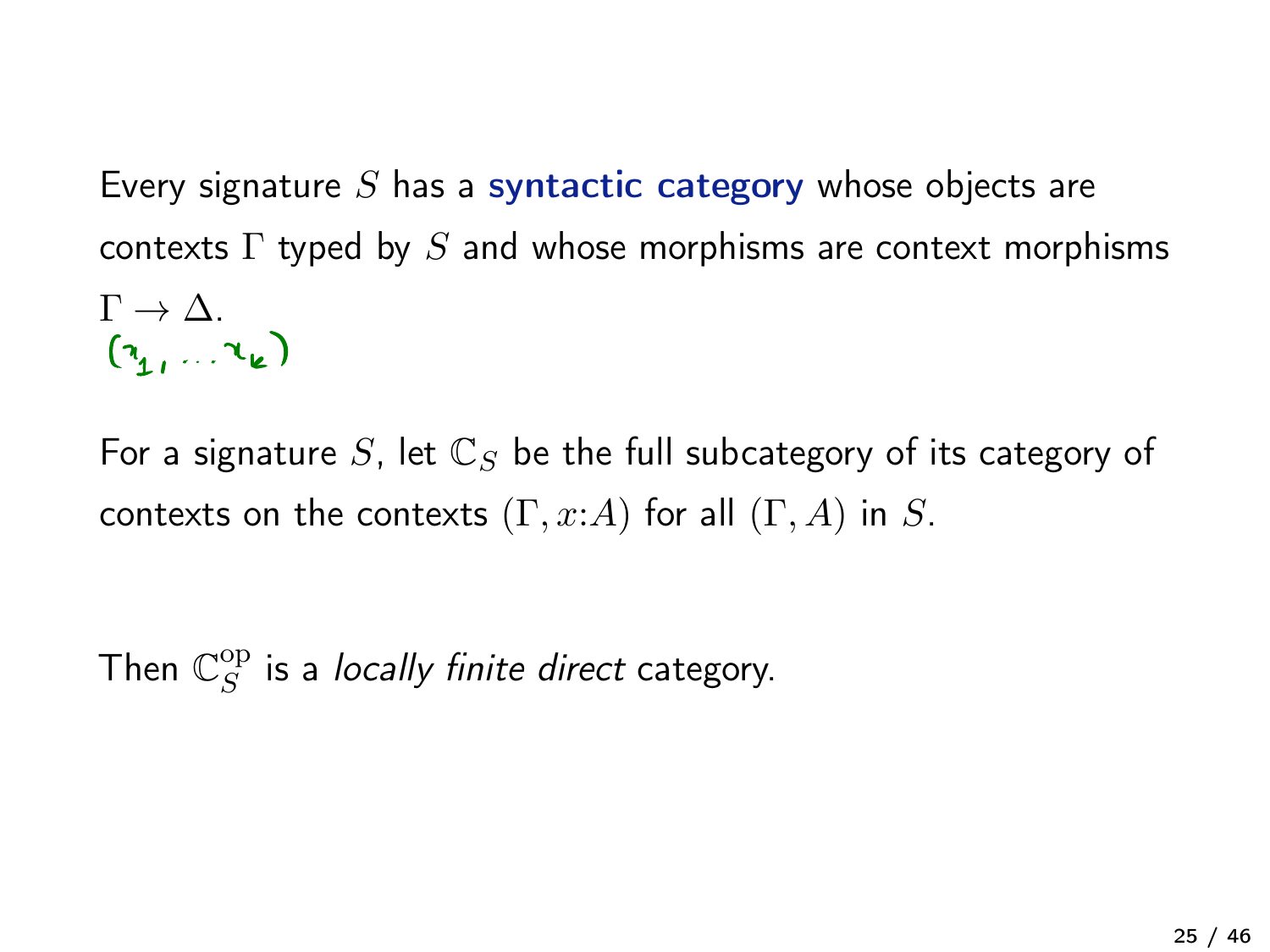Every signature $S$ has a **syntactic category** whose objects are contexts $\Gamma$ typed by $S$ and whose morphisms are context morphisms $\Gamma \to \Delta$.
$(x_1, \ldots x_k)$

For a signature $S$, let $\mathbb{C}_S$ be the full subcategory of its category of contexts on the contexts $(\Gamma, x{:}A)$ for all $(\Gamma, A)$ in $S$.

Then $\mathbb{C}_S^{\mathrm{op}}$ is a *locally finite direct* category.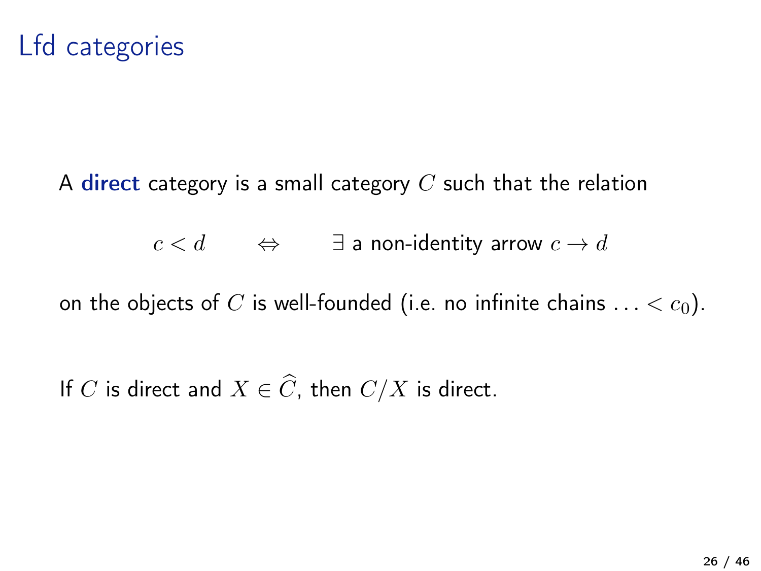# Lfd categories

A **direct** category is a small category $C$ such that the relation

$$c < d \qquad \Leftrightarrow \qquad \exists \text{ a non-identity arrow } c \to d$$

on the objects of $C$ is well-founded (i.e. no infinite chains $\ldots < c_0$).

If $C$ is direct and $X \in \widehat{C}$, then $C/X$ is direct.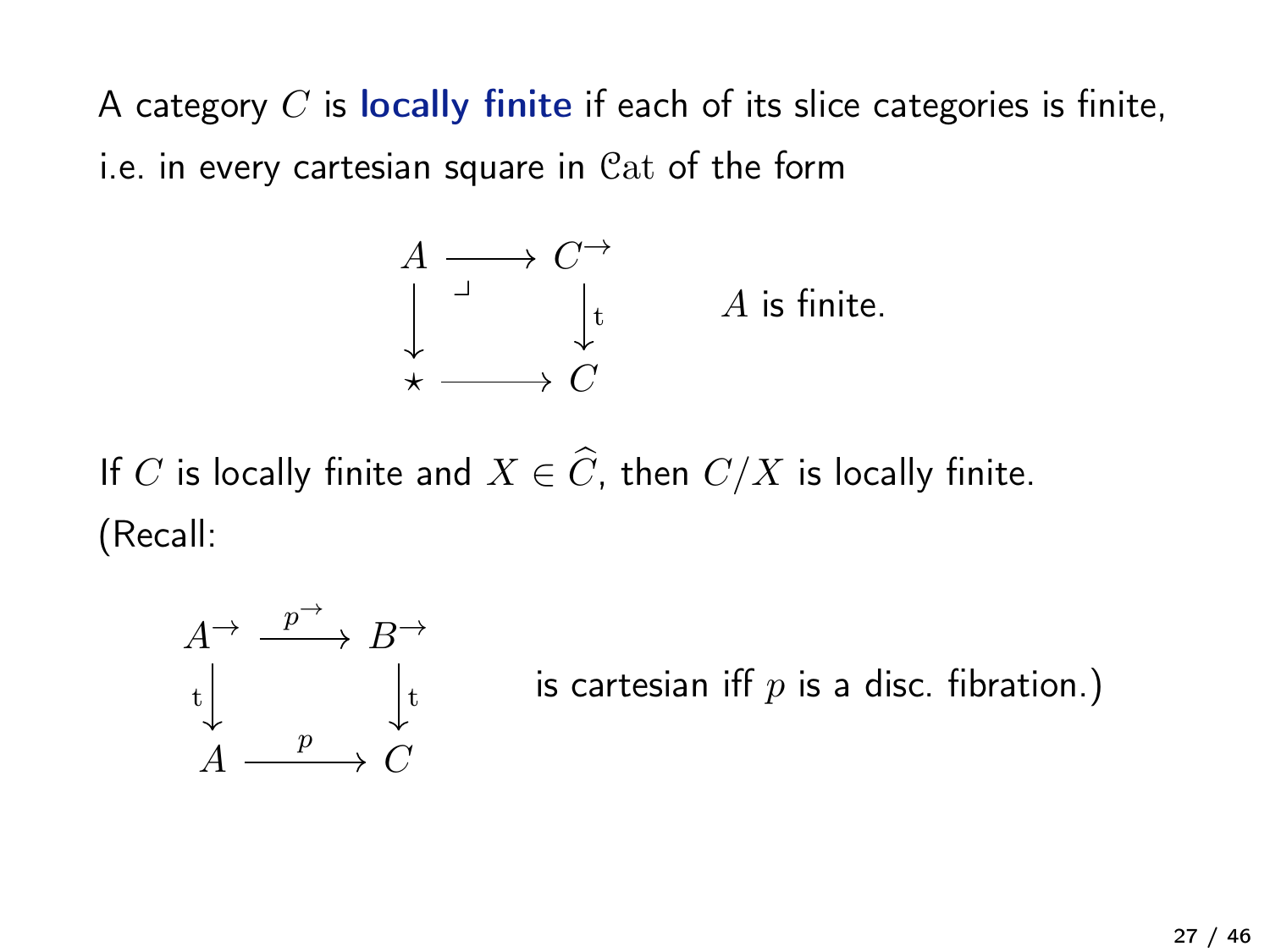A category $C$ is **locally finite** if each of its slice categories is finite, i.e. in every cartesian square in $\mathcal{C}\mathrm{at}$ of the form

$$
\begin{array}{ccc}
A & \longrightarrow & C^{\to} \\
\big\downarrow & \lrcorner & \big\downarrow \mathrm{t} \\
\star & \longrightarrow & C
\end{array}
\qquad A \text{ is finite.}
$$

If $C$ is locally finite and $X \in \widehat{C}$, then $C/X$ is locally finite.
(Recall:

$$
\begin{array}{ccc}
A^{\to} & \xrightarrow{p^{\to}} & B^{\to} \\
\mathrm{t}\big\downarrow & & \big\downarrow \mathrm{t} \\
A & \xrightarrow{p} & C
\end{array}
\qquad \text{is cartesian iff } p \text{ is a disc. fibration.)}
$$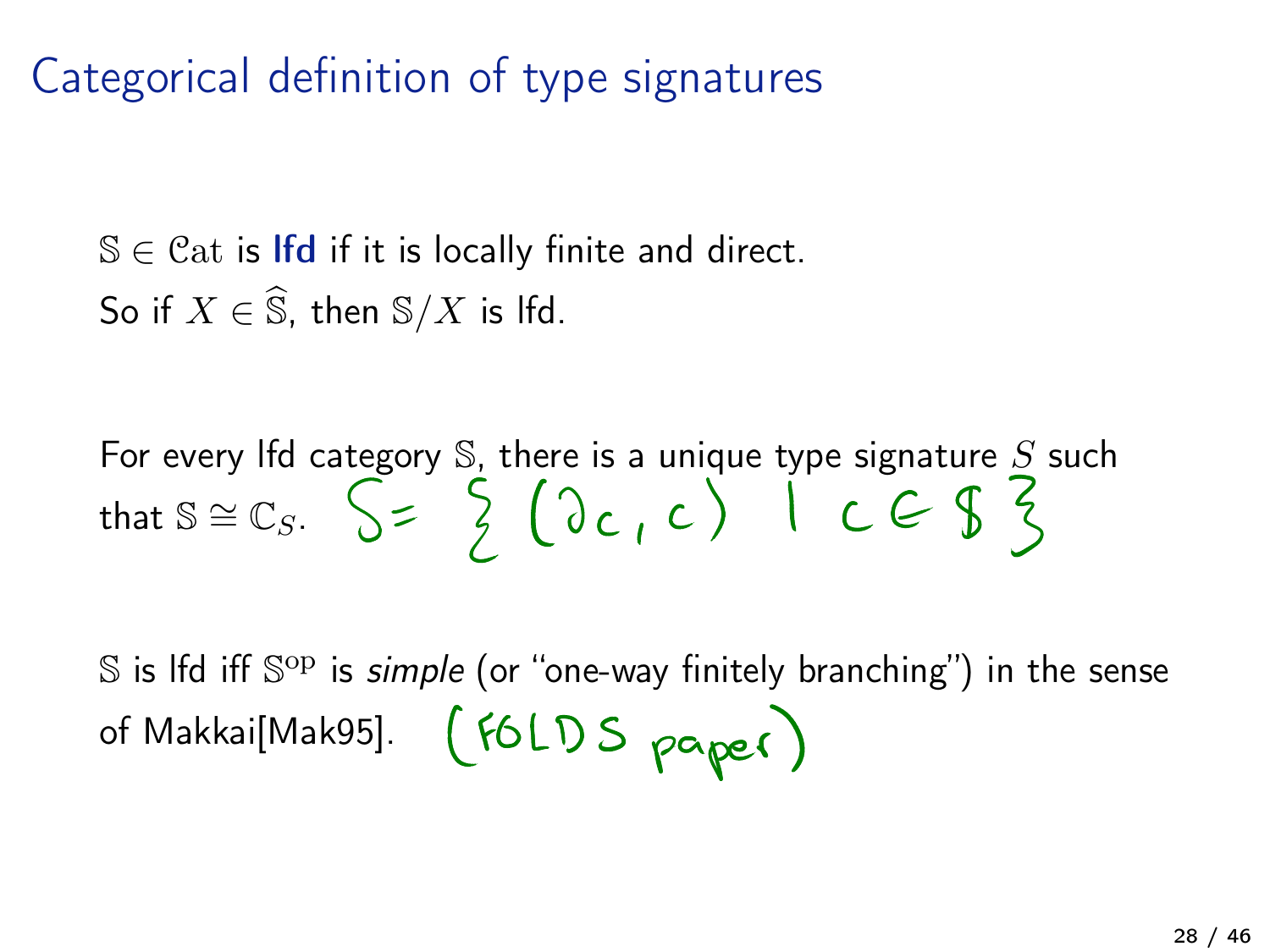# Categorical definition of type signatures

$\mathbb{S} \in \mathcal{C}\mathrm{at}$ is **lfd** if it is locally finite and direct.
So if $X \in \widehat{\mathbb{S}}$, then $\mathbb{S}/X$ is lfd.

For every lfd category $\mathbb{S}$, there is a unique type signature $S$ such that $\mathbb{S} \cong \mathbb{C}_S$. $S = \{ (\partial c, c) \mid c \in \mathbb{S} \}$

$\mathbb{S}$ is lfd iff $\mathbb{S}^{\mathrm{op}}$ is *simple* (or "one-way finitely branching") in the sense of Makkai[Mak95]. (FOLDS paper)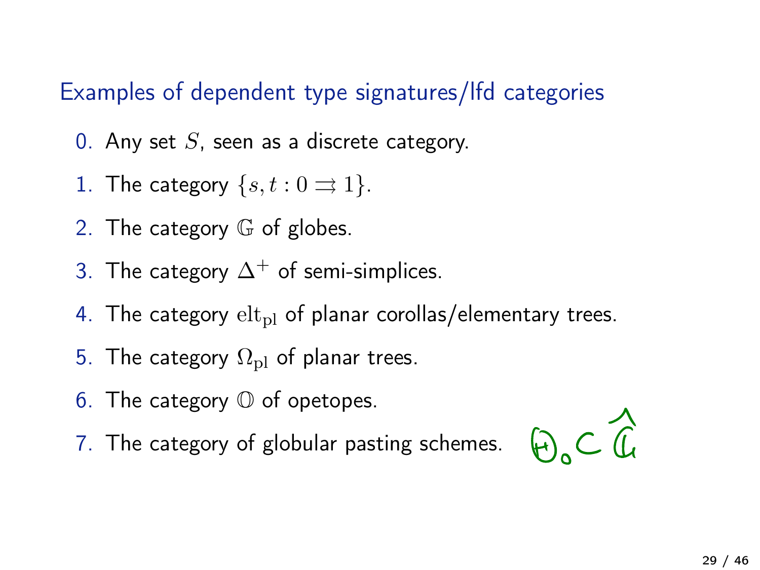## Examples of dependent type signatures/lfd categories

0. Any set $S$, seen as a discrete category.
1. The category $\{s, t : 0 \rightrightarrows 1\}$.
2. The category $\mathbb{G}$ of globes.
3. The category $\Delta^+$ of semi-simplices.
4. The category $\mathrm{elt}_{\mathrm{pl}}$ of planar corollas/elementary trees.
5. The category $\Omega_{\mathrm{pl}}$ of planar trees.
6. The category $\mathbb{O}$ of opetopes.
7. The category of globular pasting schemes. $\Theta_0 \subset \widehat{\mathbb{G}}$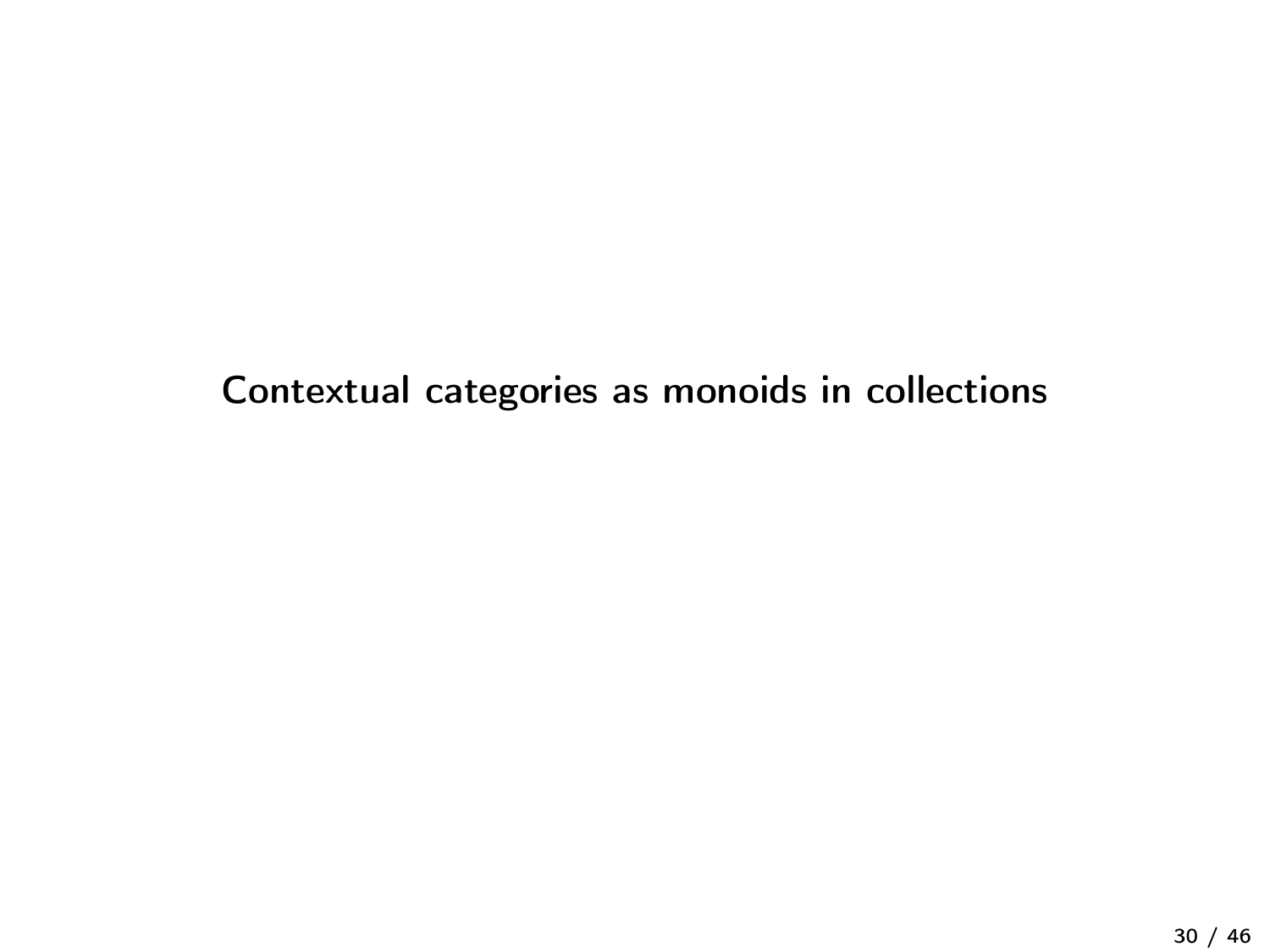# Contextual categories as monoids in collections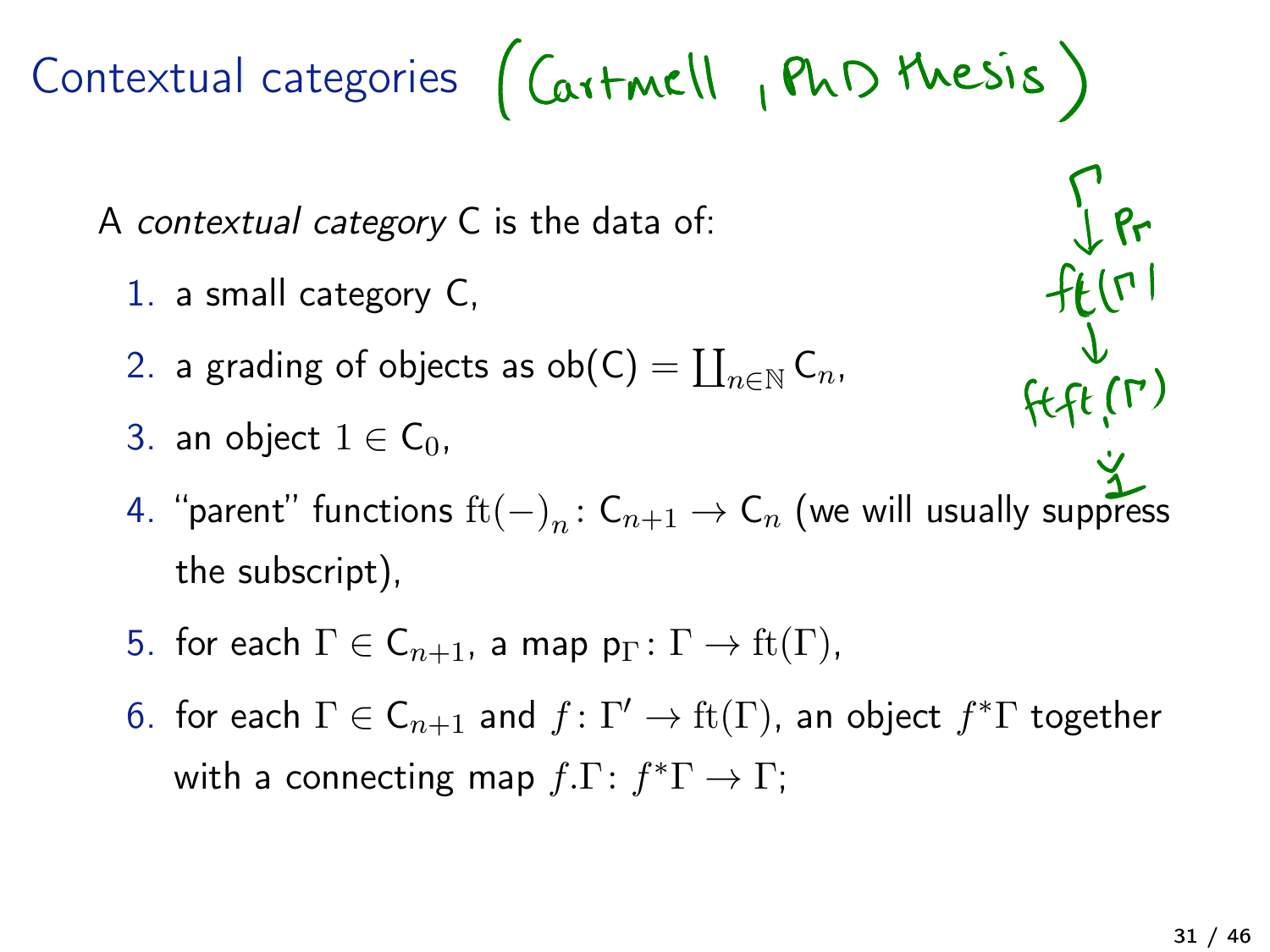# Contextual categories (Cartmell, PhD thesis)

A *contextual category* C is the data of:

1. a small category C,
2. a grading of objects as $\mathsf{ob}(\mathsf{C}) = \coprod_{n \in \mathbb{N}} \mathsf{C}_n$,
3. an object $1 \in \mathsf{C}_0$,
4. "parent" functions $\mathrm{ft}(-)_n \colon \mathsf{C}_{n+1} \to \mathsf{C}_n$ (we will usually suppress the subscript),
5. for each $\Gamma \in \mathsf{C}_{n+1}$, a map $\mathsf{p}_\Gamma \colon \Gamma \to \mathrm{ft}(\Gamma)$,
6. for each $\Gamma \in \mathsf{C}_{n+1}$ and $f \colon \Gamma' \to \mathrm{ft}(\Gamma)$, an object $f^*\Gamma$ together with a connecting map $f.\Gamma \colon f^*\Gamma \to \Gamma$;

$$\Gamma \xrightarrow{\mathsf{p}_\Gamma} \mathrm{ft}(\Gamma) \to \mathrm{ft}\,\mathrm{ft}(\Gamma) \to \cdots \to 1$$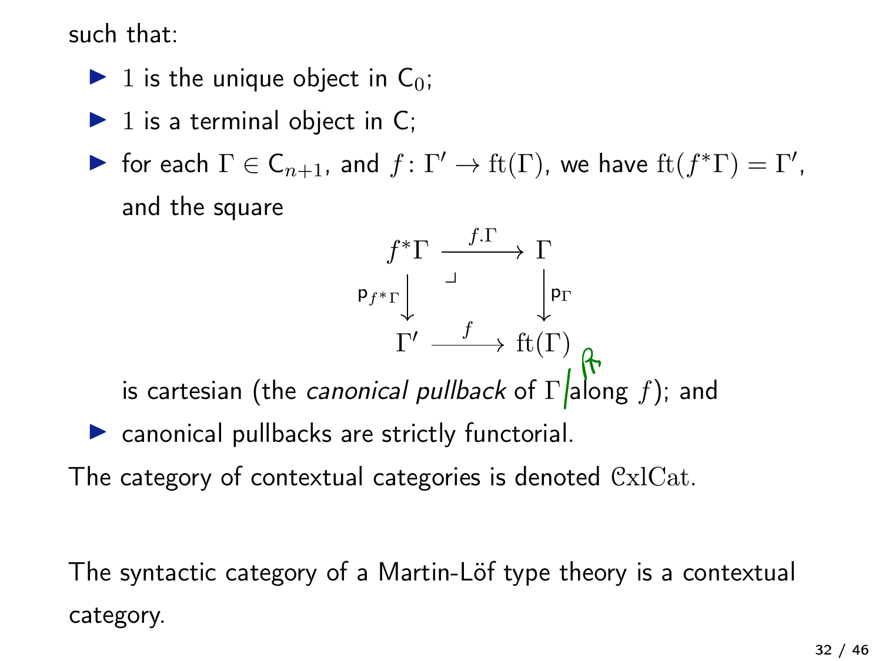such that:

- $1$ is the unique object in $\mathsf{C}_0$;
- $1$ is a terminal object in $\mathsf{C}$;
- for each $\Gamma \in \mathsf{C}_{n+1}$, and $f \colon \Gamma' \to \mathrm{ft}(\Gamma)$, we have $\mathrm{ft}(f^*\Gamma) = \Gamma'$, and the square

$$\begin{array}{ccc} f^*\Gamma & \xrightarrow{f.\Gamma} & \Gamma \\ {\scriptstyle \mathsf{p}_{f^*\Gamma}}\big\downarrow & \lrcorner & \big\downarrow{\scriptstyle \mathsf{p}_\Gamma} \\ \Gamma' & \xrightarrow{f} & \mathrm{ft}(\Gamma) \end{array}$$

  is cartesian (the *canonical pullback* of $\Gamma$ along $f$); and
- canonical pullbacks are strictly functorial.

The category of contextual categories is denoted $\mathcal{C}\mathrm{xl}\mathcal{C}\mathrm{at}$.

The syntactic category of a Martin-Löf type theory is a contextual category.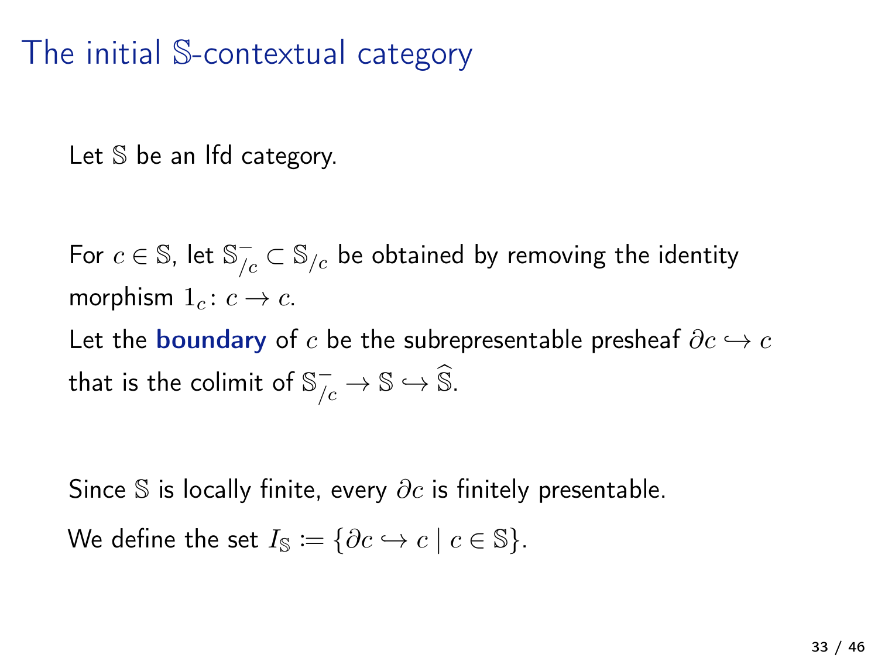# The initial $\mathbb{S}$-contextual category

Let $\mathbb{S}$ be an lfd category.

For $c \in \mathbb{S}$, let $\mathbb{S}^-_{/c} \subset \mathbb{S}_{/c}$ be obtained by removing the identity morphism $1_c \colon c \to c$.

Let the **boundary** of $c$ be the subrepresentable presheaf $\partial c \hookrightarrow c$ that is the colimit of $\mathbb{S}^-_{/c} \to \mathbb{S} \hookrightarrow \widehat{\mathbb{S}}$.

Since $\mathbb{S}$ is locally finite, every $\partial c$ is finitely presentable.

We define the set $I_{\mathbb{S}} \coloneqq \{\partial c \hookrightarrow c \mid c \in \mathbb{S}\}$.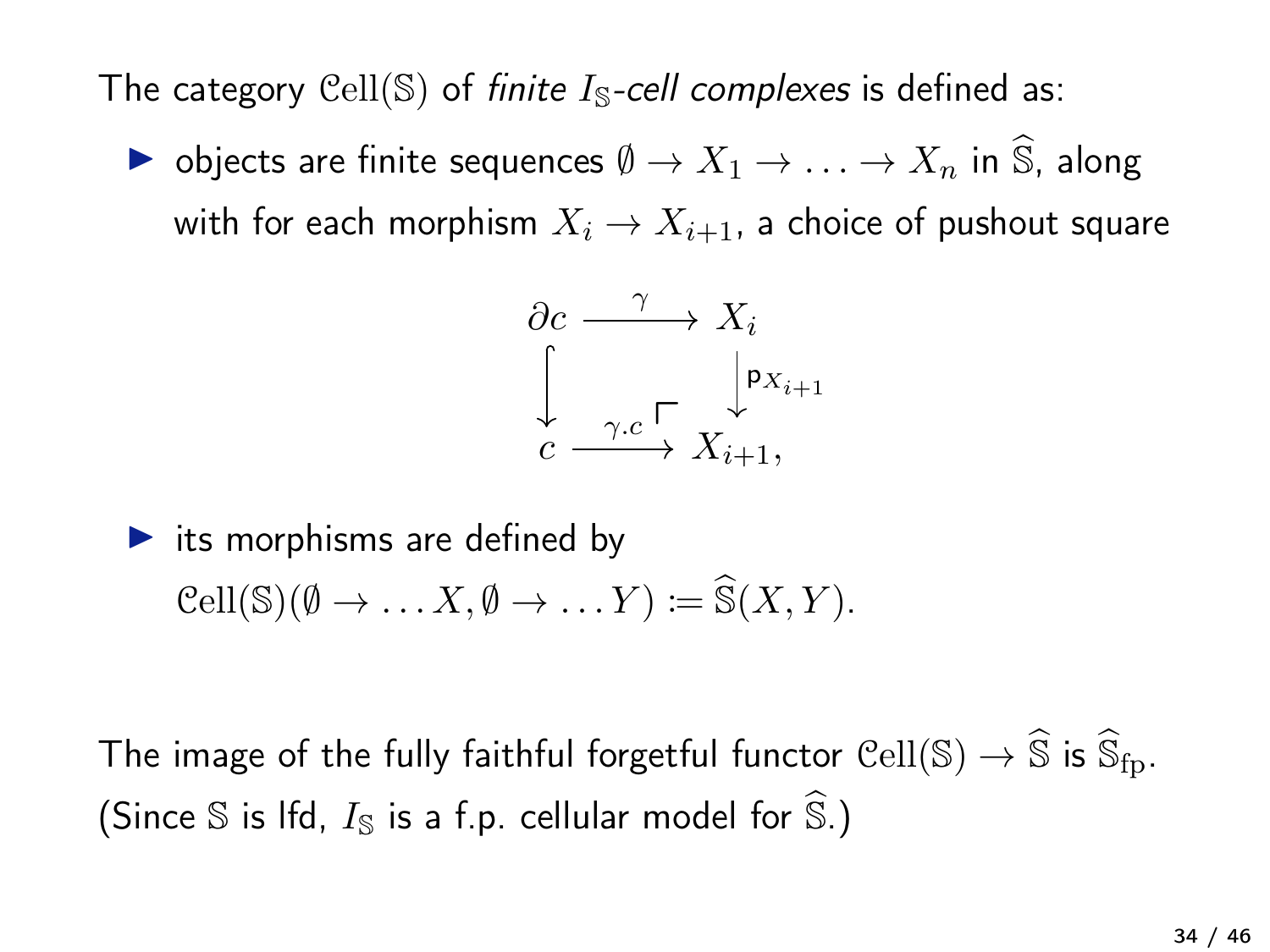The category $\mathcal{C}\mathrm{ell}(\mathbb{S})$ of *finite $I_{\mathbb{S}}$-cell complexes* is defined as:

- objects are finite sequences $\emptyset \to X_1 \to \ldots \to X_n$ in $\widehat{\mathbb{S}}$, along with for each morphism $X_i \to X_{i+1}$, a choice of pushout square

$$\begin{array}{ccc} \partial c & \xrightarrow{\gamma} & X_i \\ \big\downarrow & & \big\downarrow \mathsf{p}_{X_{i+1}} \\ c & \xrightarrow{\gamma.c} & X_{i+1}, \end{array}$$

- its morphisms are defined by $\mathcal{C}\mathrm{ell}(\mathbb{S})(\emptyset \to \ldots X, \emptyset \to \ldots Y) := \widehat{\mathbb{S}}(X, Y)$.

The image of the fully faithful forgetful functor $\mathcal{C}\mathrm{ell}(\mathbb{S}) \to \widehat{\mathbb{S}}$ is $\widehat{\mathbb{S}}_{\mathrm{fp}}$. (Since $\mathbb{S}$ is lfd, $I_{\mathbb{S}}$ is a f.p. cellular model for $\widehat{\mathbb{S}}$.)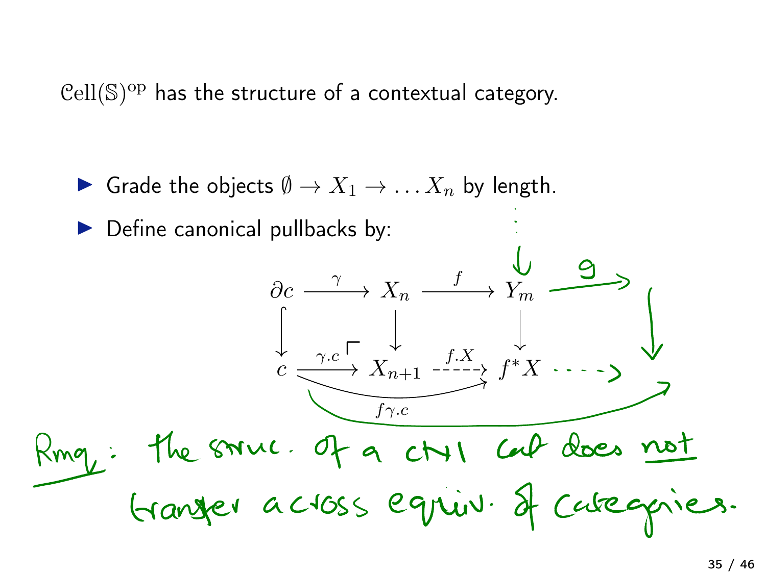$\mathcal{C}\mathrm{ell}(\mathbb{S})^{\mathrm{op}}$ has the structure of a contextual category.

- Grade the objects $\emptyset \to X_1 \to \dots X_n$ by length.
- Define canonical pullbacks by:

$$
\begin{array}{ccccc}
\partial c & \xrightarrow{\gamma} & X_n & \xrightarrow{f} & Y_m \\
\downarrow & & \downarrow & & \downarrow \\
c & \xrightarrow{\gamma.c} & X_{n+1} & \overset{f.X}{\dashrightarrow} & f^*X
\end{array}
$$

with $f\gamma.c : c \to f^*X$, and (handwritten) a further map $g$ out of $Y_m$.

Rmq: the struc. of a ctxl cat does not transfer across equiv. of categories.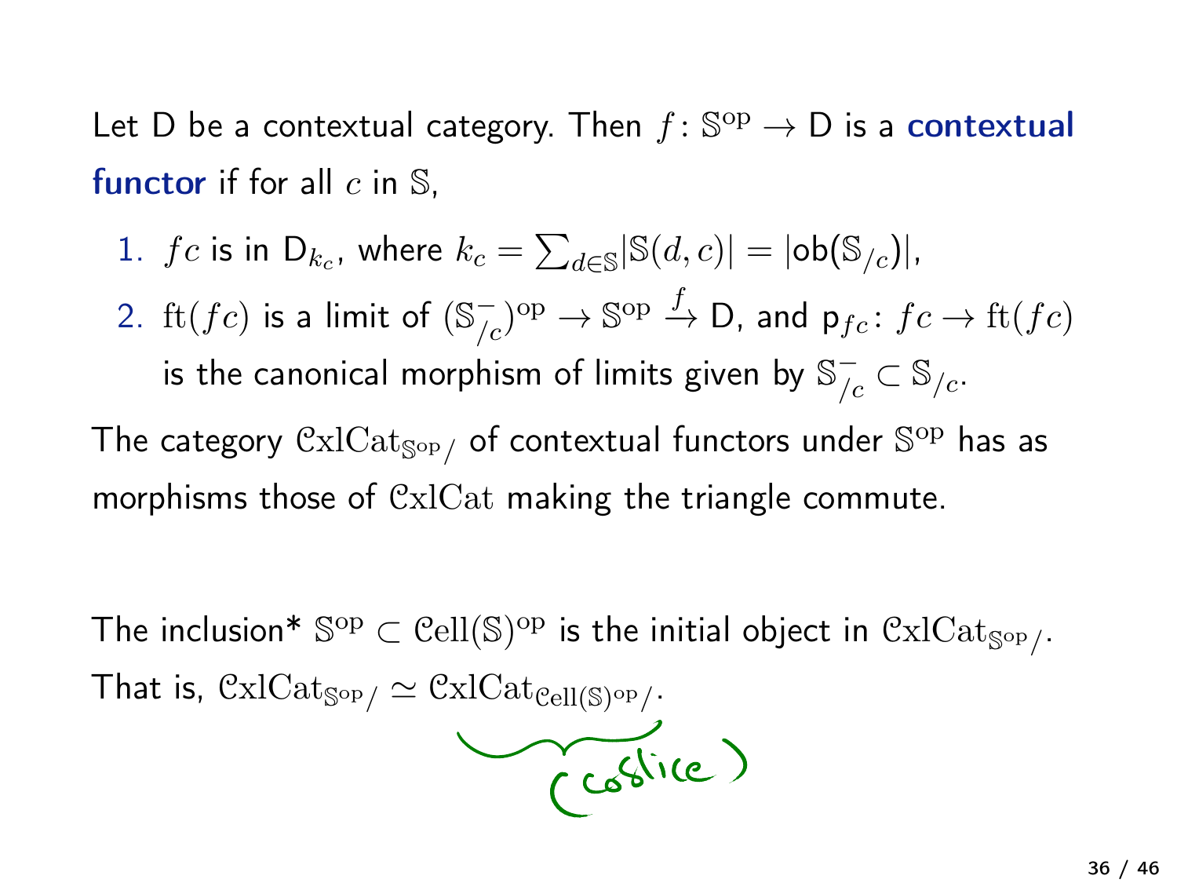Let D be a contextual category. Then $f\colon \mathbb{S}^{\mathrm{op}} \to \mathsf{D}$ is a **contextual functor** if for all $c$ in $\mathbb{S}$,

1. $fc$ is in $\mathsf{D}_{k_c}$, where $k_c = \sum_{d\in\mathbb{S}} |\mathbb{S}(d,c)| = |\mathrm{ob}(\mathbb{S}_{/c})|$,
2. $\mathrm{ft}(fc)$ is a limit of $(\mathbb{S}^{-}_{/c})^{\mathrm{op}} \to \mathbb{S}^{\mathrm{op}} \xrightarrow{f} \mathsf{D}$, and $\mathsf{p}_{fc}\colon fc \to \mathrm{ft}(fc)$ is the canonical morphism of limits given by $\mathbb{S}^{-}_{/c} \subset \mathbb{S}_{/c}$.

The category $\mathcal{C}\mathrm{xlCat}_{\mathbb{S}^{\mathrm{op}}/}$ of contextual functors under $\mathbb{S}^{\mathrm{op}}$ has as morphisms those of $\mathcal{C}\mathrm{xlCat}$ making the triangle commute.

The inclusion* $\mathbb{S}^{\mathrm{op}} \subset \mathcal{C}\mathrm{ell}(\mathbb{S})^{\mathrm{op}}$ is the initial object in $\mathcal{C}\mathrm{xlCat}_{\mathbb{S}^{\mathrm{op}}/}$. That is, $\mathcal{C}\mathrm{xlCat}_{\mathbb{S}^{\mathrm{op}}/} \simeq \mathcal{C}\mathrm{xlCat}_{\mathcal{C}\mathrm{ell}(\mathbb{S})^{\mathrm{op}}/}$.

(coslice)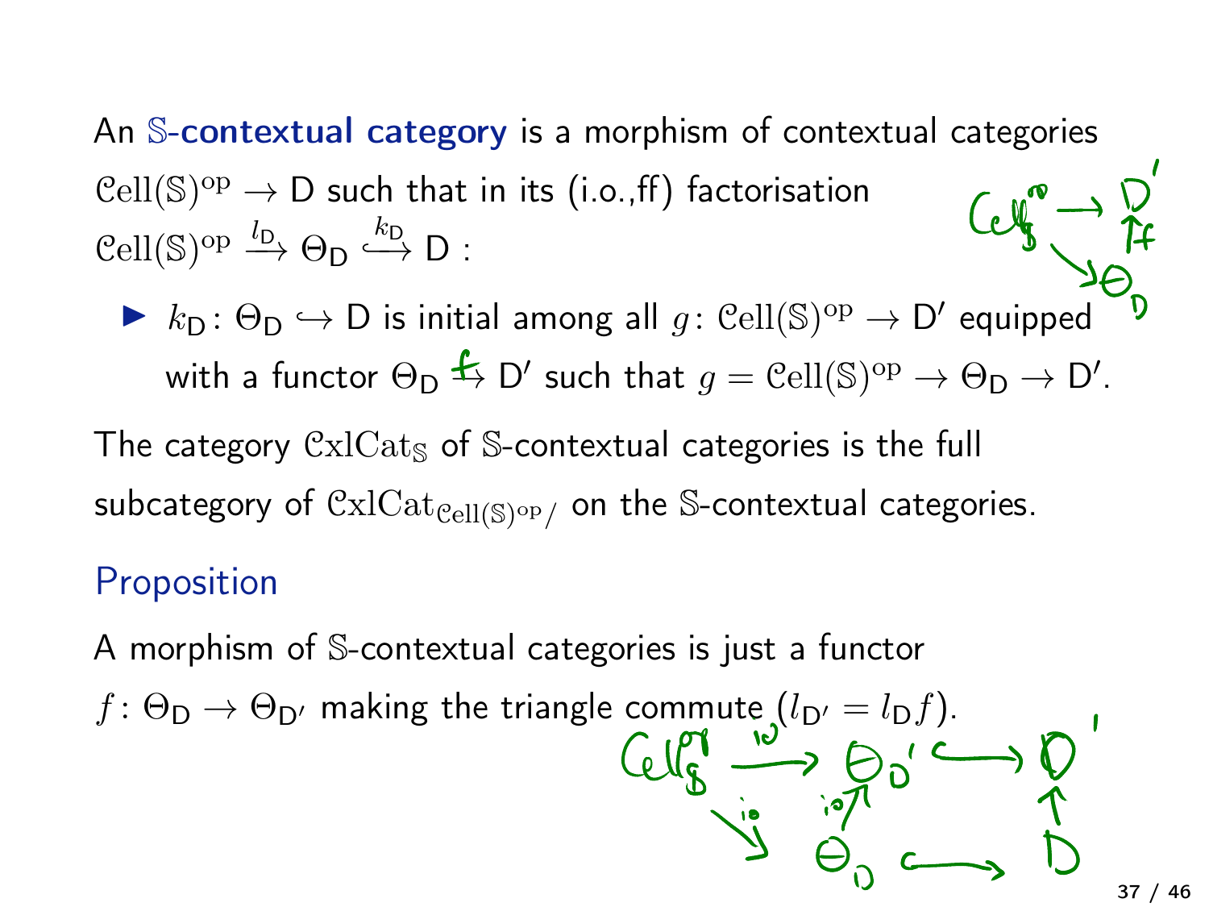An $\mathbb{S}$-**contextual category** is a morphism of contextual categories $\mathcal{C}\mathrm{ell}(\mathbb{S})^{\mathrm{op}} \to \mathsf{D}$ such that in its (i.o.,ff) factorisation $\mathcal{C}\mathrm{ell}(\mathbb{S})^{\mathrm{op}} \xrightarrow{l_{\mathsf{D}}} \Theta_{\mathsf{D}} \xhookrightarrow{k_{\mathsf{D}}} \mathsf{D}$ :

- $k_{\mathsf{D}} \colon \Theta_{\mathsf{D}} \hookrightarrow \mathsf{D}$ is initial among all $g \colon \mathcal{C}\mathrm{ell}(\mathbb{S})^{\mathrm{op}} \to \mathsf{D}'$ equipped with a functor $\Theta_{\mathsf{D}} \xrightarrow{f} \mathsf{D}'$ such that $g = \mathcal{C}\mathrm{ell}(\mathbb{S})^{\mathrm{op}} \to \Theta_{\mathsf{D}} \to \mathsf{D}'$.

The category $\mathcal{C}\mathrm{xl}\mathcal{C}\mathrm{at}_{\mathbb{S}}$ of $\mathbb{S}$-contextual categories is the full subcategory of $\mathcal{C}\mathrm{xl}\mathcal{C}\mathrm{at}_{\mathcal{C}\mathrm{ell}(\mathbb{S})^{\mathrm{op}}/}$ on the $\mathbb{S}$-contextual categories.

## Proposition

A morphism of $\mathbb{S}$-contextual categories is just a functor $f \colon \Theta_{\mathsf{D}} \to \Theta_{\mathsf{D}'}$ making the triangle commute ($l_{\mathsf{D}'} = l_{\mathsf{D}} f$).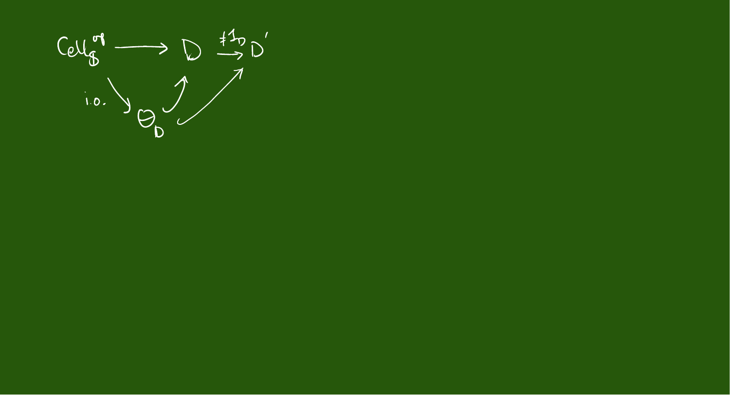$$
\begin{array}{ccccc}
\mathrm{Cell}_{\$}^{\mathrm{op}} & \longrightarrow & D & \xrightarrow{\#\mathbb{1}_D} & D' \\
& \underset{\text{i.o.}}{\searrow} & \nearrow & \nearrow & \\
& & \Theta_D & &
\end{array}
$$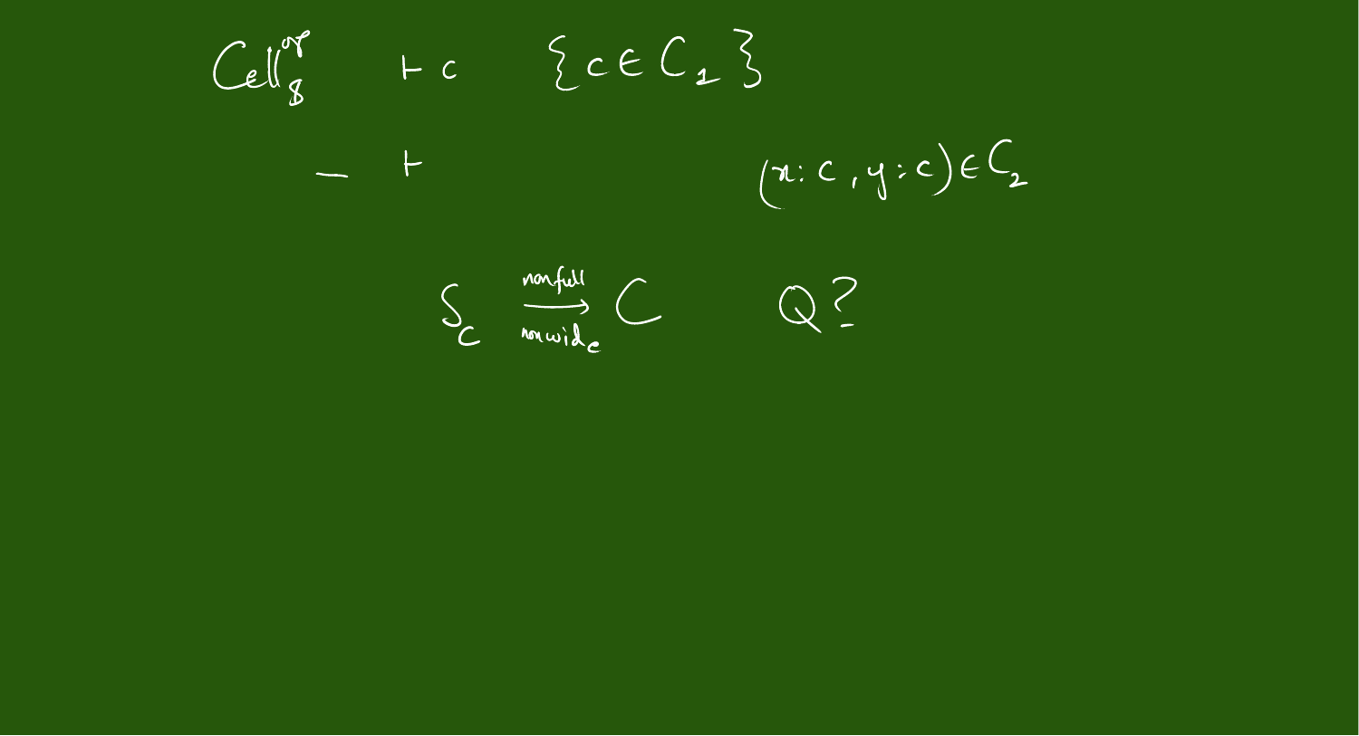$\mathrm{Cell}_{\mathbb{S}}^{\mathrm{op}}$ $\quad \vdash c \quad \{c \in C_1\}$

$- \quad \vdash \qquad (x : c, y : c) \in C_2$

$$S_C \xrightarrow[\text{nonwide}]{\text{nonfull}} C \qquad Q?$$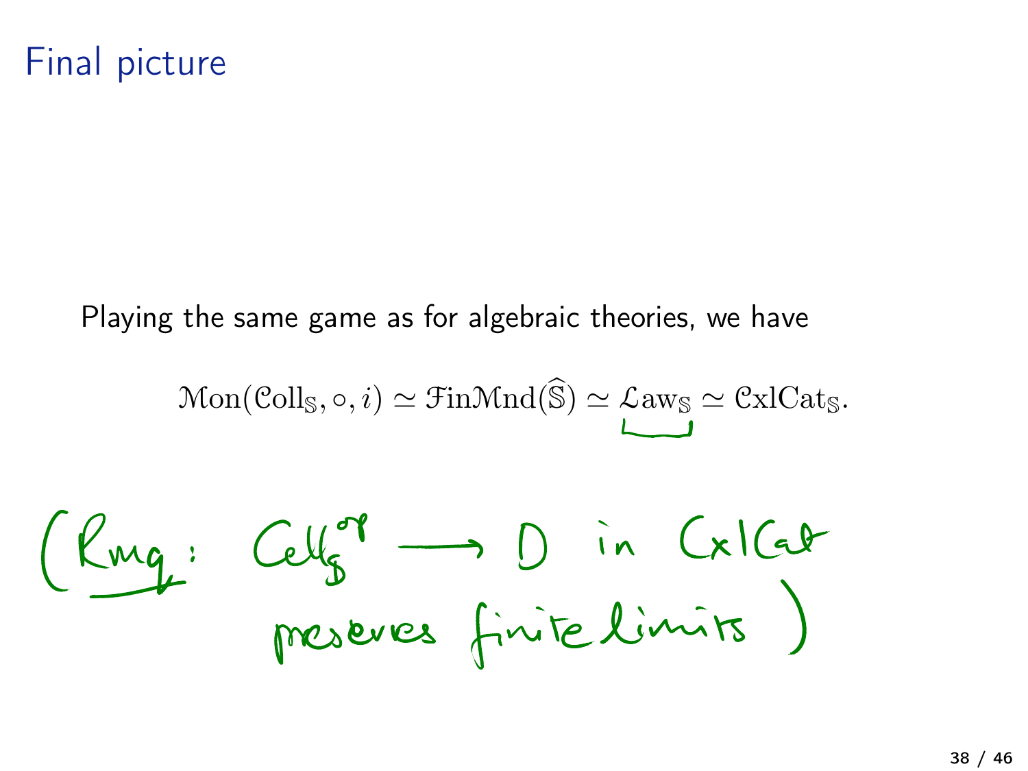# Final picture

Playing the same game as for algebraic theories, we have

$$\mathcal{M}\mathrm{on}(\mathcal{C}\mathrm{oll}_{\mathbb{S}}, \circ, i) \simeq \mathcal{F}\mathrm{in}\mathcal{M}\mathrm{nd}(\widehat{\mathbb{S}}) \simeq \underline{\mathcal{L}\mathrm{aw}_{\mathbb{S}}} \simeq \mathcal{C}\mathrm{xl}\mathcal{C}\mathrm{at}_{\mathbb{S}}.$$

(*Rmq*: $\mathrm{Cell}_{\mathbb{S}}^{op} \longrightarrow D$ in CxlCat preserves finite limits )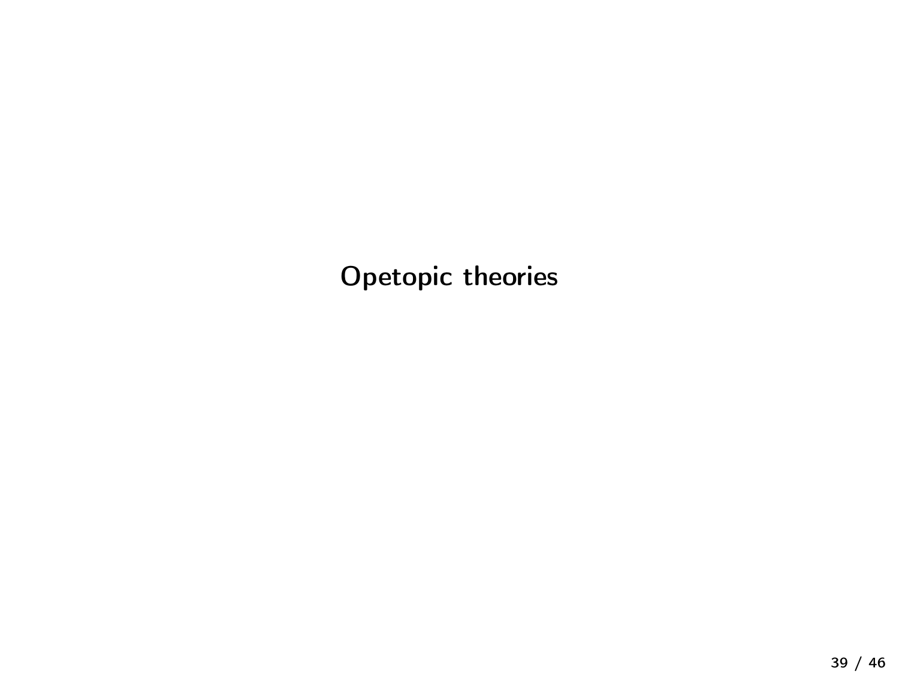# Opetopic theories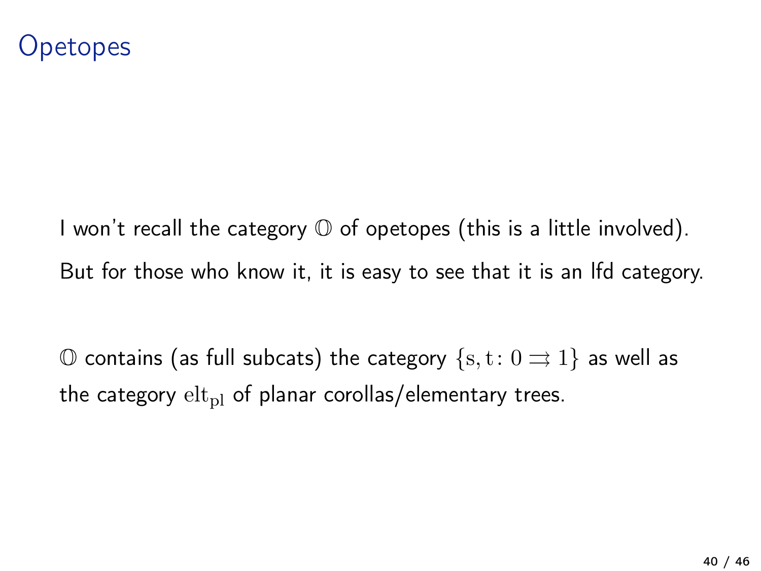# Opetopes

I won't recall the category $\mathbb{O}$ of opetopes (this is a little involved).

But for those who know it, it is easy to see that it is an lfd category.

$\mathbb{O}$ contains (as full subcats) the category $\{\mathrm{s}, \mathrm{t} \colon 0 \rightrightarrows 1\}$ as well as the category $\mathrm{elt}_{\mathrm{pl}}$ of planar corollas/elementary trees.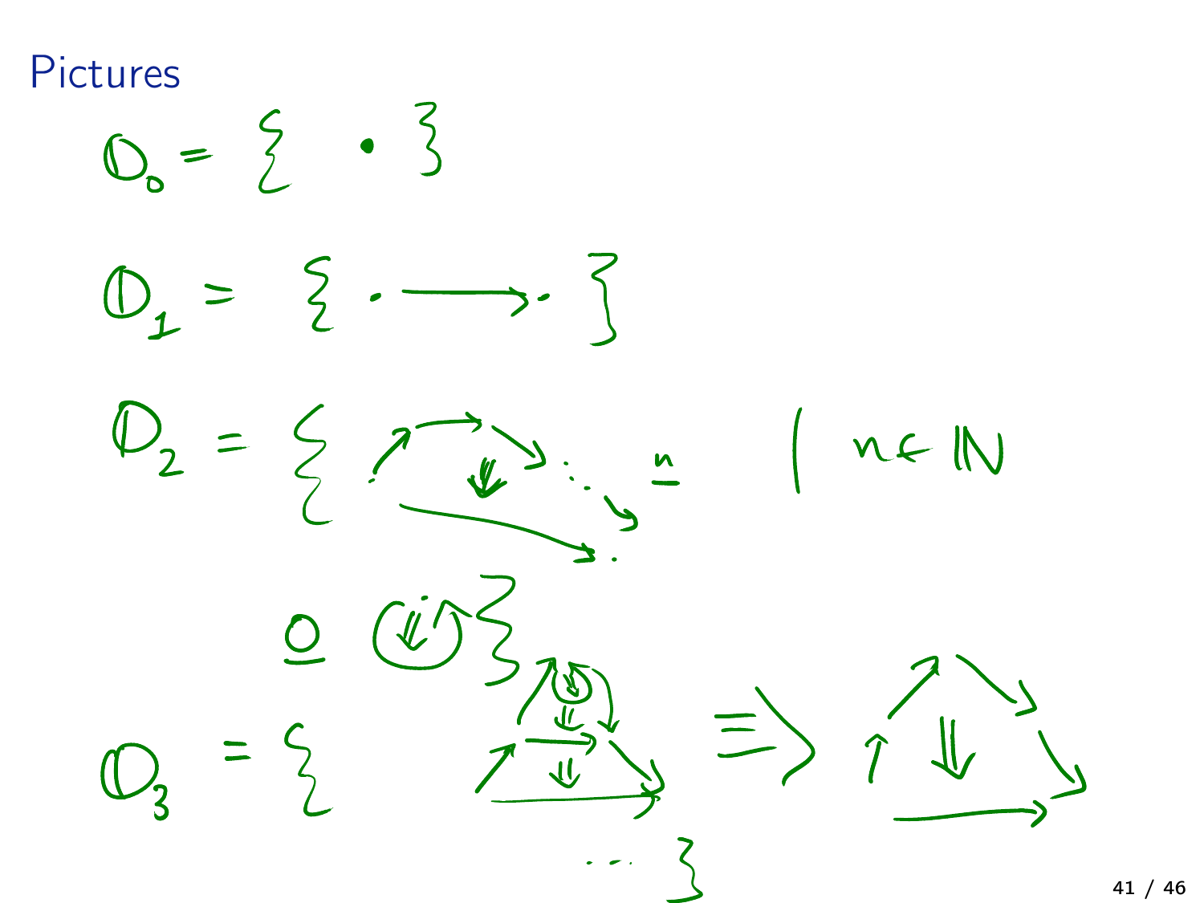# Pictures

$$\mathbb{O}_0 = \{ \bullet \}$$

$$\mathbb{O}_1 = \{ \cdot \longrightarrow \cdot \}$$

$$\mathbb{O}_2 = \{ \underline{n} \mid n \in \mathbb{N} \}$$

$\underline{0}$

$$\mathbb{O}_3 = \{ \cdots \}$$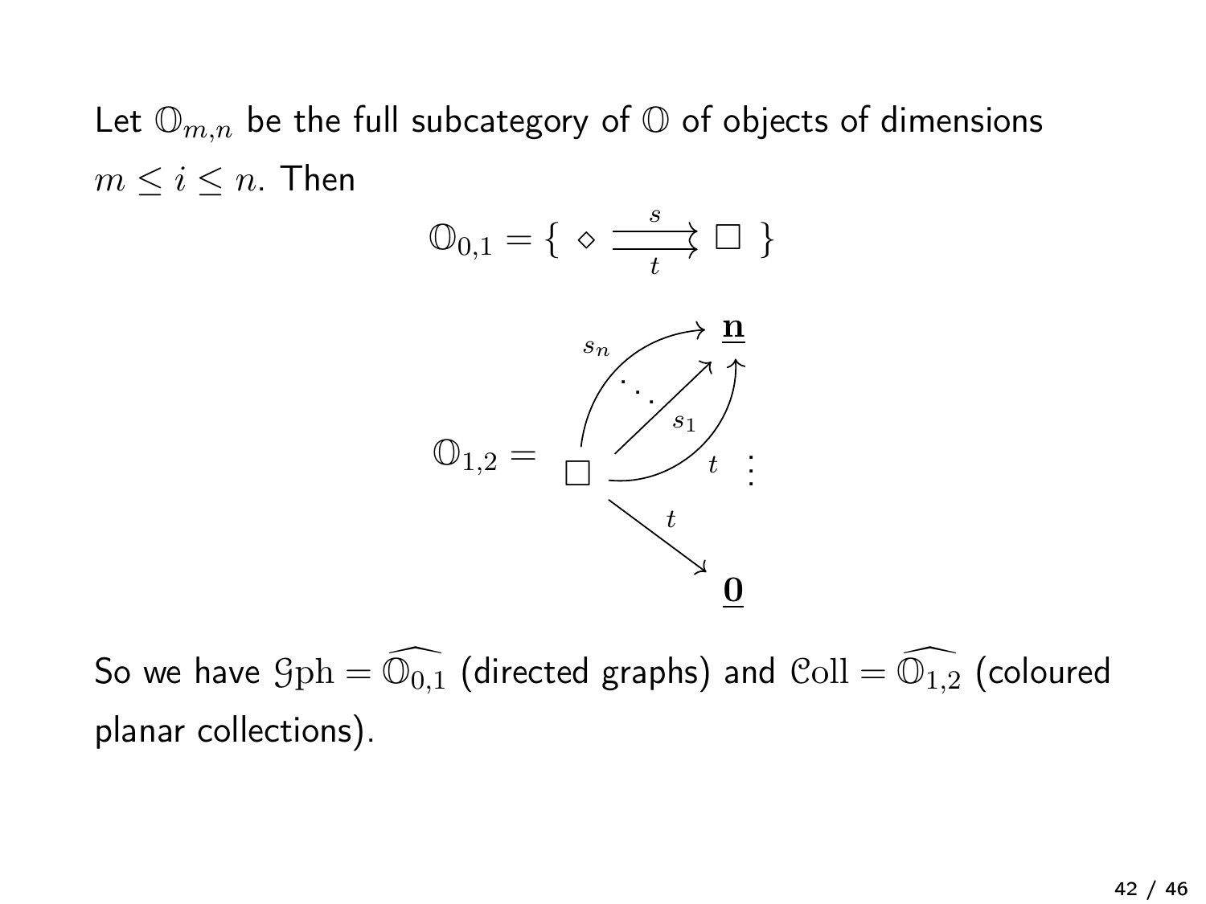Let $\mathbb{O}_{m,n}$ be the full subcategory of $\mathbb{O}$ of objects of dimensions $m \leq i \leq n$. Then

$$\mathbb{O}_{0,1} = \{ \diamond \overset{s}{\underset{t}{\rightrightarrows}} \square \}$$

$$\mathbb{O}_{1,2} = \square \xrightarrow{s_1, \ldots, s_n,\, t} \underline{\mathbf{n}} \quad \vdots \qquad \square \xrightarrow{t} \underline{\mathbf{0}}$$

So we have $\mathcal{G}\mathrm{ph} = \widehat{\mathbb{O}_{0,1}}$ (directed graphs) and $\mathcal{C}\mathrm{oll} = \widehat{\mathbb{O}_{1,2}}$ (coloured planar collections).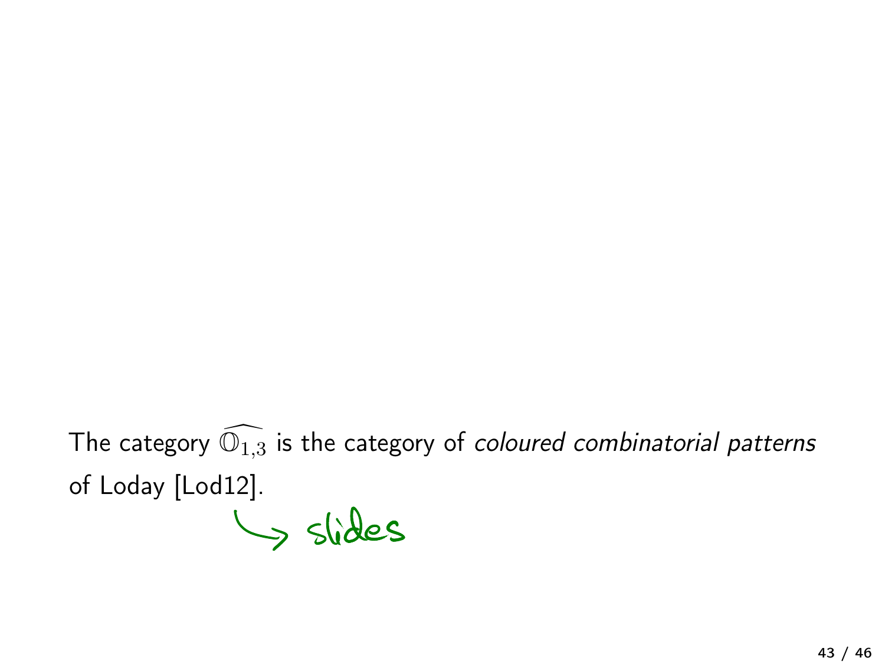The category $\widehat{\mathbb{O}_{1,3}}$ is the category of *coloured combinatorial patterns* of Loday [Lod12].

↪ slides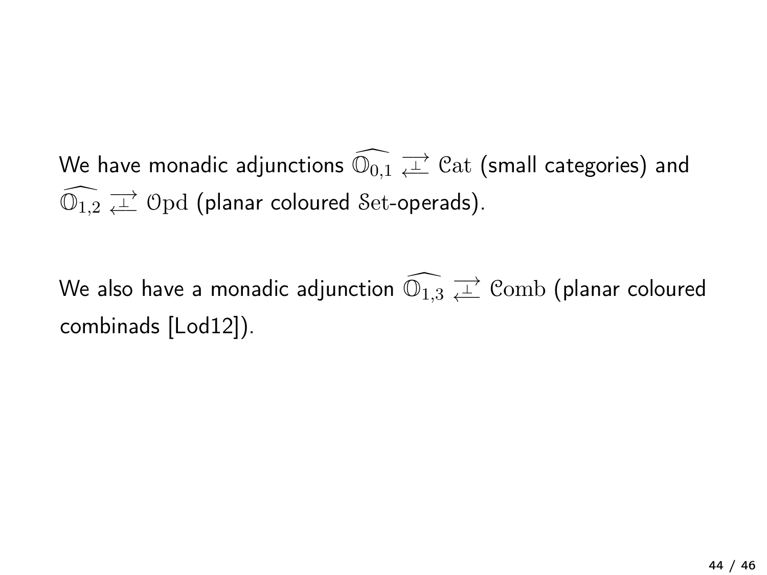We have monadic adjunctions $\widehat{\mathbb{O}_{0,1}} \underset{\longleftarrow}{\overset{\longrightarrow}{\perp}} \mathcal{C}\mathrm{at}$ (small categories) and $\widehat{\mathbb{O}_{1,2}} \underset{\longleftarrow}{\overset{\longrightarrow}{\perp}} \mathcal{O}\mathrm{pd}$ (planar coloured $\mathcal{S}\mathrm{et}$-operads).

We also have a monadic adjunction $\widehat{\mathbb{O}_{1,3}} \underset{\longleftarrow}{\overset{\longrightarrow}{\perp}} \mathcal{C}\mathrm{omb}$ (planar coloured combinads [Lod12]).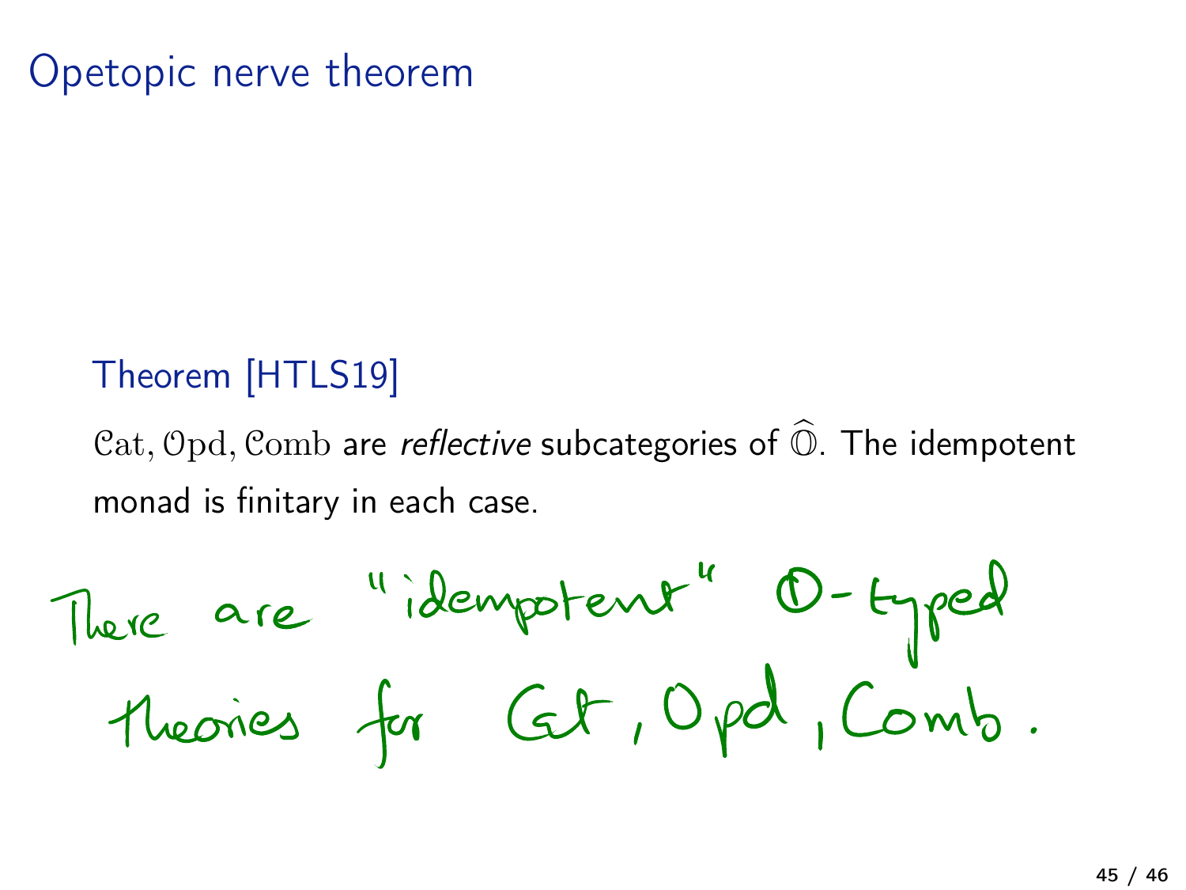# Opetopic nerve theorem

**Theorem [HTLS19]**

$\mathcal{C}\mathrm{at}, \mathcal{O}\mathrm{pd}, \mathcal{C}\mathrm{omb}$ are *reflective* subcategories of $\widehat{\mathbb{O}}$. The idempotent monad is finitary in each case.

There are "idempotent" $\mathbb{O}$-typed theories for Cat, Opd, Comb.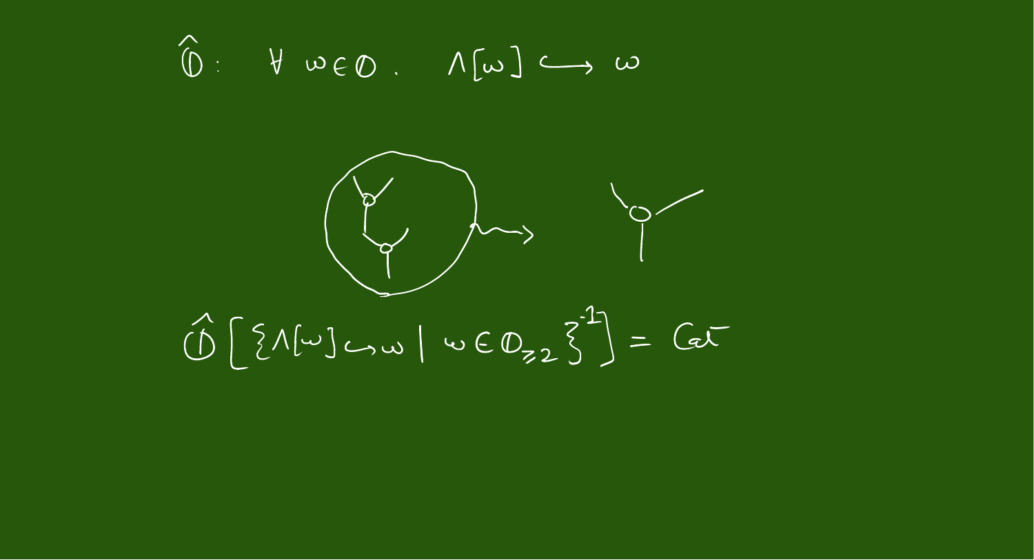$\hat{\mathbb{O}}$ :  $\forall\, \omega \in \mathbb{O}$ .  $\Lambda[\omega] \hookrightarrow \omega$

$$\hat{\mathbb{O}}\left[\{\Lambda[\omega] \hookrightarrow \omega \mid \omega \in \mathbb{O}_{\geq 2}\}^{-1}\right] = \mathrm{Cat}$$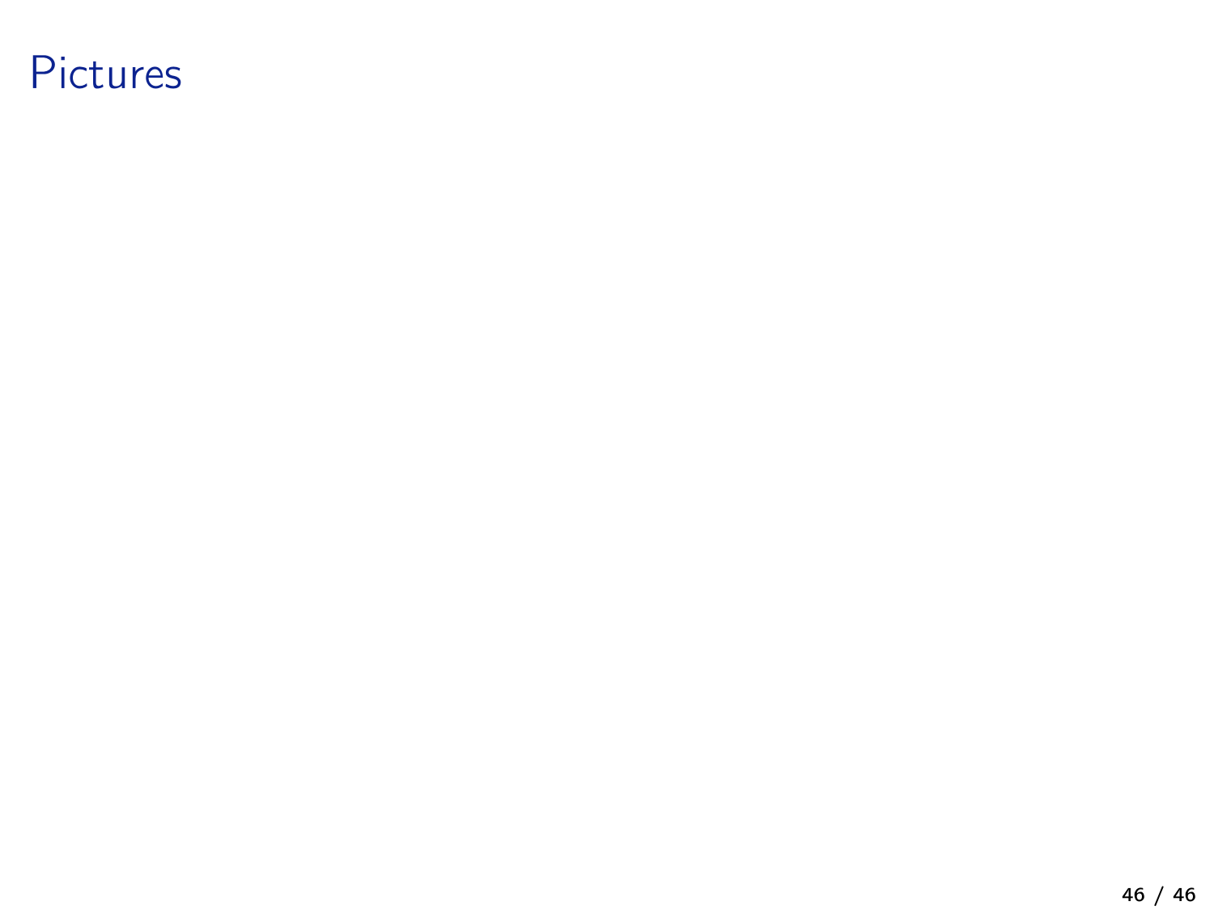# Pictures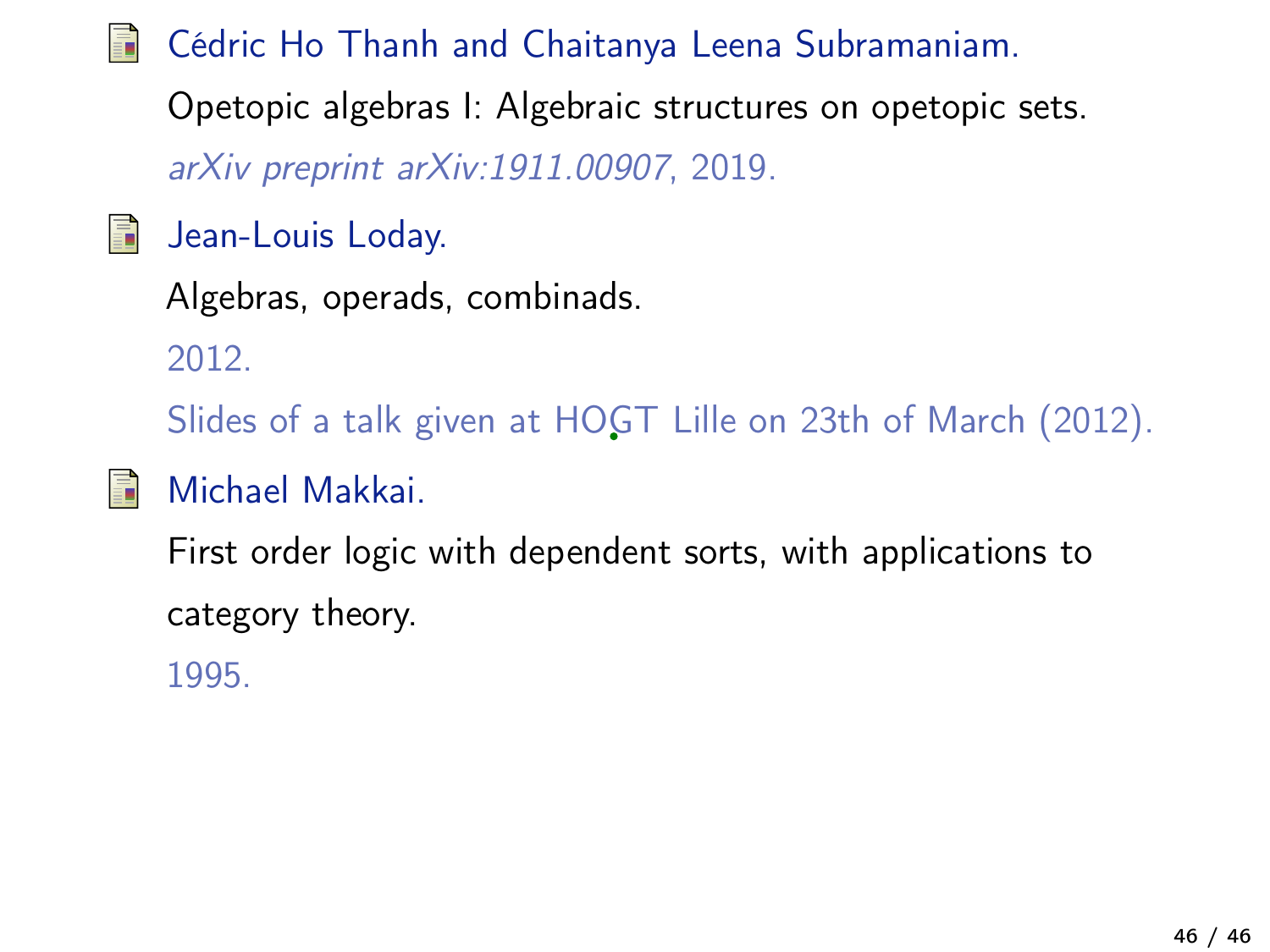Cédric Ho Thanh and Chaitanya Leena Subramaniam.
Opetopic algebras I: Algebraic structures on opetopic sets.
*arXiv preprint arXiv:1911.00907*, 2019.

Jean-Louis Loday.
Algebras, operads, combinads.
2012.
Slides of a talk given at HOGT Lille on 23th of March (2012).

Michael Makkai.
First order logic with dependent sorts, with applications to category theory.
1995.